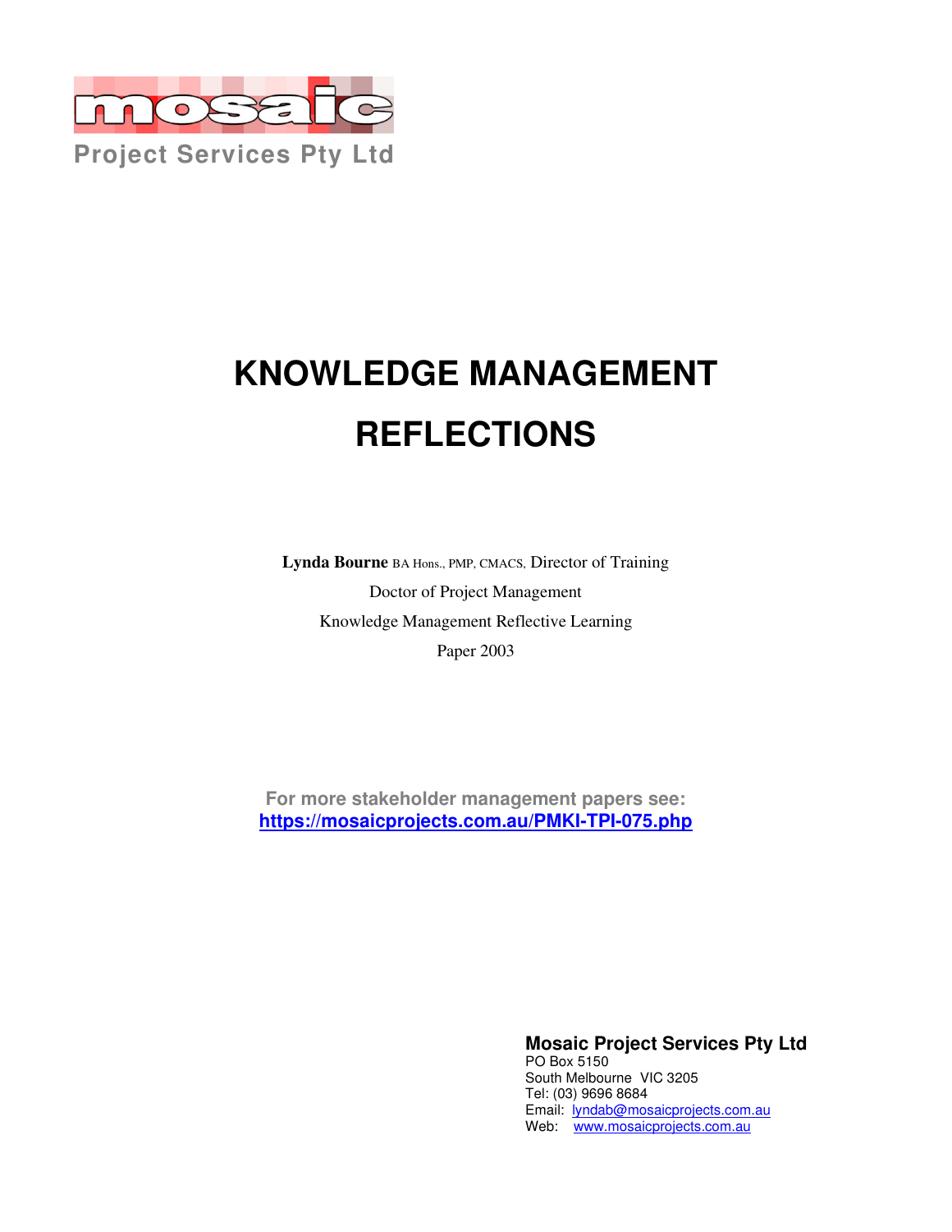**mosaic**

**Project Services Pty Ltd**

# KNOWLEDGE MANAGEMENT REFLECTIONS

**Lynda Bourne** BA Hons., PMP, CMACS, Director of Training

Doctor of Project Management

Knowledge Management Reflective Learning

Paper 2003

**For more stakeholder management papers see:**
**https://mosaicprojects.com.au/PMKI-TPI-075.php**

**Mosaic Project Services Pty Ltd**
PO Box 5150
South Melbourne VIC 3205
Tel: (03) 9696 8684
Email: lyndab@mosaicprojects.com.au
Web: www.mosaicprojects.com.au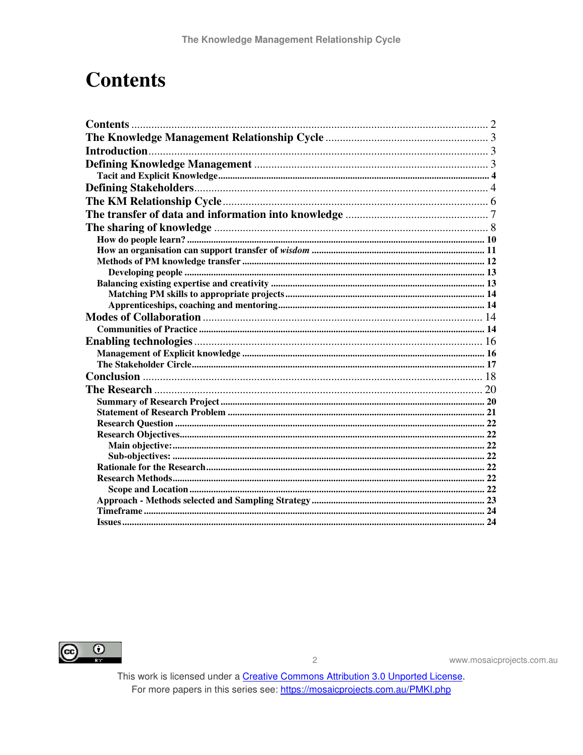# Contents

Contents ... 2
The Knowledge Management Relationship Cycle ... 3
Introduction ... 3
Defining Knowledge Management ... 3
  Tacit and Explicit Knowledge ... 4
Defining Stakeholders ... 4
The KM Relationship Cycle ... 6
The transfer of data and information into knowledge ... 7
The sharing of knowledge ... 8
  How do people learn? ... 10
  How an organisation can support transfer of *wisdom* ... 11
  Methods of PM knowledge transfer ... 12
    Developing people ... 13
  Balancing existing expertise and creativity ... 13
    Matching PM skills to appropriate projects ... 14
    Apprenticeships, coaching and mentoring ... 14
Modes of Collaboration ... 14
  Communities of Practice ... 14
Enabling technologies ... 16
  Management of Explicit knowledge ... 16
  The Stakeholder Circle ... 17
Conclusion ... 18
The Research ... 20
  Summary of Research Project ... 20
  Statement of Research Problem ... 21
  Research Question ... 22
  Research Objectives ... 22
    Main objective: ... 22
    Sub-objectives: ... 22
  Rationale for the Research ... 22
  Research Methods ... 22
    Scope and Location ... 22
  Approach - Methods selected and Sampling Strategy ... 23
  Timeframe ... 24
  Issues ... 24

This work is licensed under a Creative Commons Attribution 3.0 Unported License.
For more papers in this series see: https://mosaicprojects.com.au/PMKI.php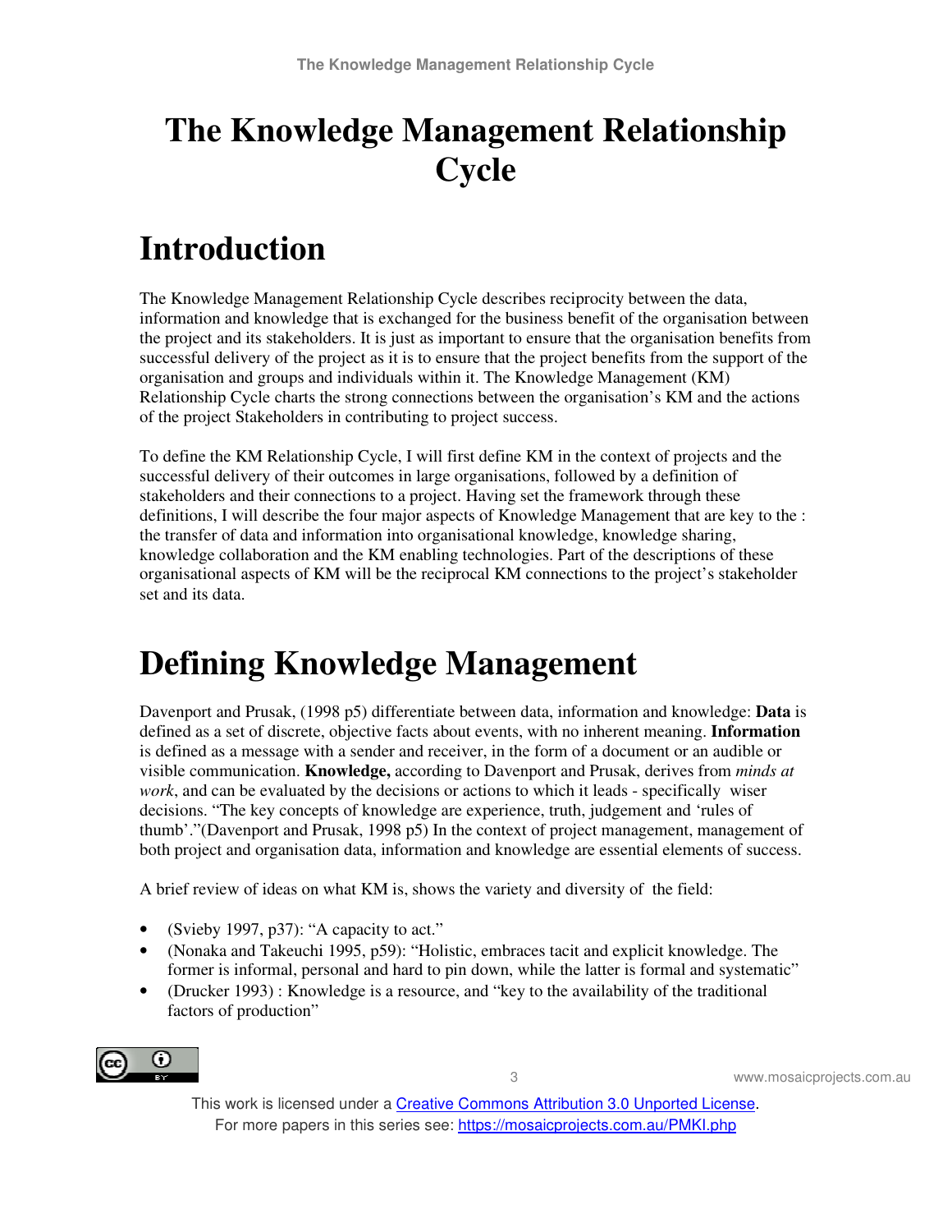# The Knowledge Management Relationship Cycle

# Introduction

The Knowledge Management Relationship Cycle describes reciprocity between the data, information and knowledge that is exchanged for the business benefit of the organisation between the project and its stakeholders. It is just as important to ensure that the organisation benefits from successful delivery of the project as it is to ensure that the project benefits from the support of the organisation and groups and individuals within it. The Knowledge Management (KM) Relationship Cycle charts the strong connections between the organisation's KM and the actions of the project Stakeholders in contributing to project success.

To define the KM Relationship Cycle, I will first define KM in the context of projects and the successful delivery of their outcomes in large organisations, followed by a definition of stakeholders and their connections to a project. Having set the framework through these definitions, I will describe the four major aspects of Knowledge Management that are key to the : the transfer of data and information into organisational knowledge, knowledge sharing, knowledge collaboration and the KM enabling technologies. Part of the descriptions of these organisational aspects of KM will be the reciprocal KM connections to the project's stakeholder set and its data.

# Defining Knowledge Management

Davenport and Prusak, (1998 p5) differentiate between data, information and knowledge: **Data** is defined as a set of discrete, objective facts about events, with no inherent meaning. **Information** is defined as a message with a sender and receiver, in the form of a document or an audible or visible communication. **Knowledge,** according to Davenport and Prusak, derives from *minds at work*, and can be evaluated by the decisions or actions to which it leads - specifically wiser decisions. "The key concepts of knowledge are experience, truth, judgement and 'rules of thumb'."(Davenport and Prusak, 1998 p5) In the context of project management, management of both project and organisation data, information and knowledge are essential elements of success.

A brief review of ideas on what KM is, shows the variety and diversity of the field:

- (Svieby 1997, p37): "A capacity to act."
- (Nonaka and Takeuchi 1995, p59): "Holistic, embraces tacit and explicit knowledge. The former is informal, personal and hard to pin down, while the latter is formal and systematic"
- (Drucker 1993) : Knowledge is a resource, and "key to the availability of the traditional factors of production"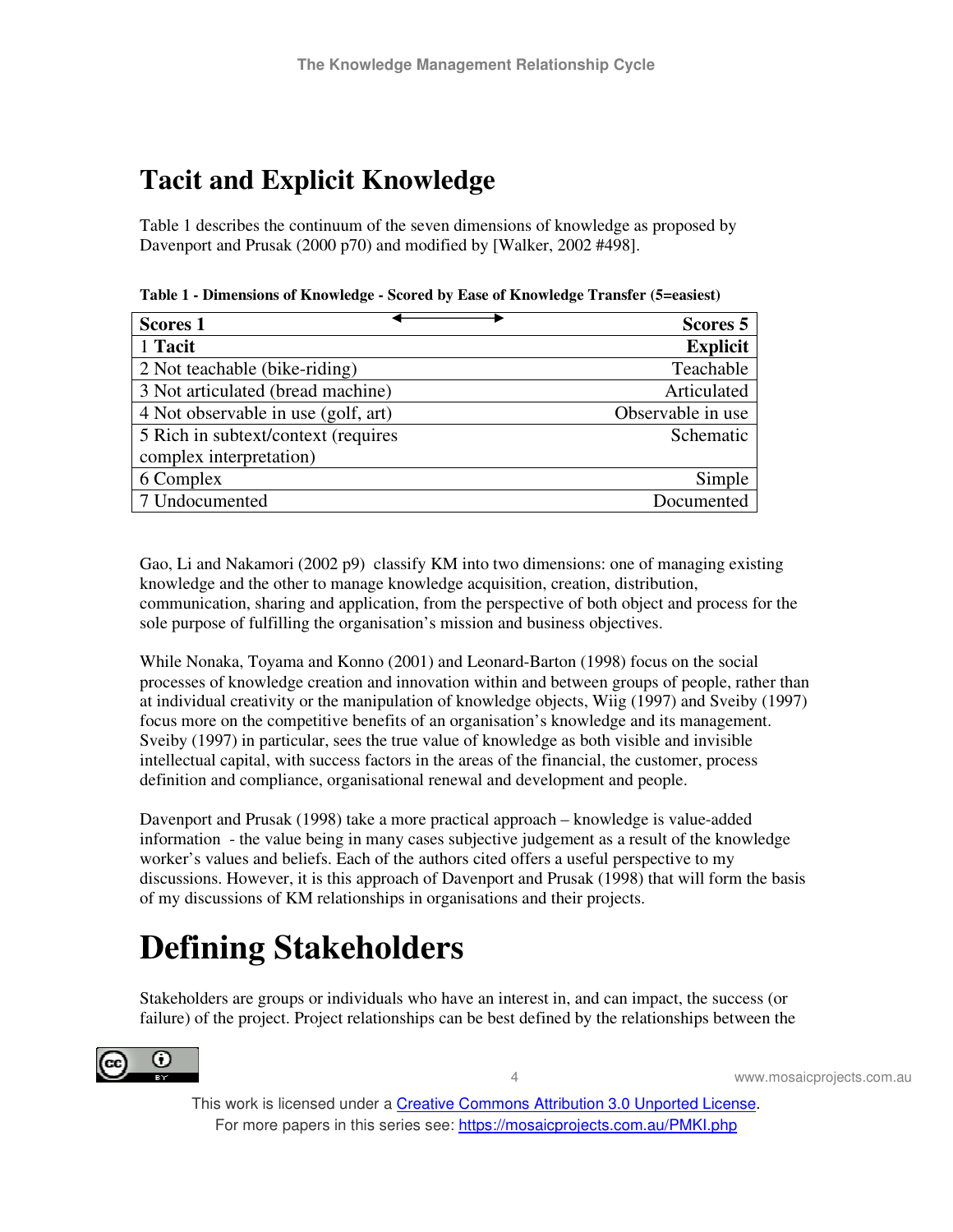## Tacit and Explicit Knowledge

Table 1 describes the continuum of the seven dimensions of knowledge as proposed by Davenport and Prusak (2000 p70) and modified by [Walker, 2002 #498].

**Table 1 - Dimensions of Knowledge - Scored by Ease of Knowledge Transfer (5=easiest)**

| **Scores 1** ←——→ | **Scores 5** |
|---|---|
| 1 **Tacit** | **Explicit** |
| 2 Not teachable (bike-riding) | Teachable |
| 3 Not articulated (bread machine) | Articulated |
| 4 Not observable in use (golf, art) | Observable in use |
| 5 Rich in subtext/context (requires complex interpretation) | Schematic |
| 6 Complex | Simple |
| 7 Undocumented | Documented |

Gao, Li and Nakamori (2002 p9) classify KM into two dimensions: one of managing existing knowledge and the other to manage knowledge acquisition, creation, distribution, communication, sharing and application, from the perspective of both object and process for the sole purpose of fulfilling the organisation's mission and business objectives.

While Nonaka, Toyama and Konno (2001) and Leonard-Barton (1998) focus on the social processes of knowledge creation and innovation within and between groups of people, rather than at individual creativity or the manipulation of knowledge objects, Wiig (1997) and Sveiby (1997) focus more on the competitive benefits of an organisation's knowledge and its management. Sveiby (1997) in particular, sees the true value of knowledge as both visible and invisible intellectual capital, with success factors in the areas of the financial, the customer, process definition and compliance, organisational renewal and development and people.

Davenport and Prusak (1998) take a more practical approach – knowledge is value-added information - the value being in many cases subjective judgement as a result of the knowledge worker's values and beliefs. Each of the authors cited offers a useful perspective to my discussions. However, it is this approach of Davenport and Prusak (1998) that will form the basis of my discussions of KM relationships in organisations and their projects.

# Defining Stakeholders

Stakeholders are groups or individuals who have an interest in, and can impact, the success (or failure) of the project. Project relationships can be best defined by the relationships between the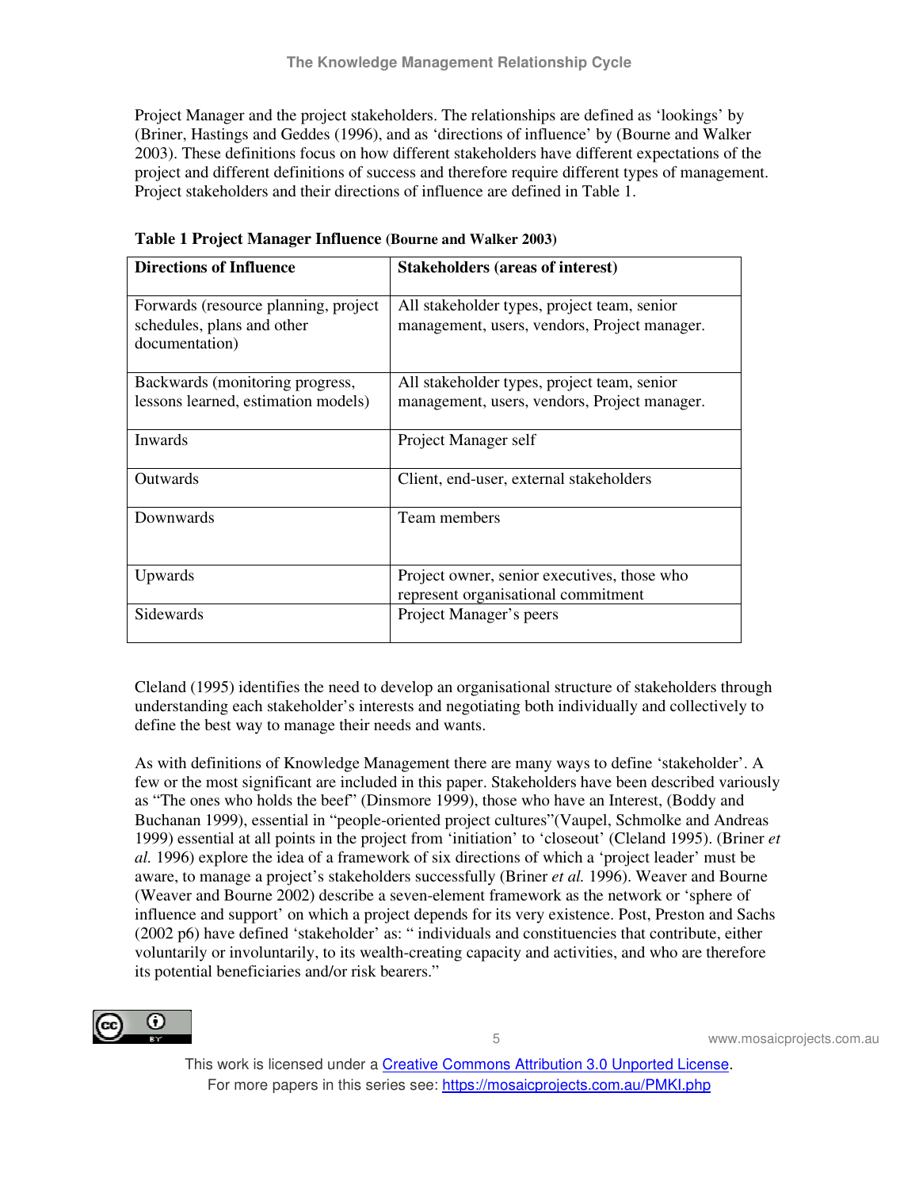Project Manager and the project stakeholders. The relationships are defined as 'lookings' by (Briner, Hastings and Geddes (1996), and as 'directions of influence' by (Bourne and Walker 2003). These definitions focus on how different stakeholders have different expectations of the project and different definitions of success and therefore require different types of management. Project stakeholders and their directions of influence are defined in Table 1.

**Table 1 Project Manager Influence (Bourne and Walker 2003)**

| Directions of Influence | Stakeholders (areas of interest) |
|---|---|
| Forwards (resource planning, project schedules, plans and other documentation) | All stakeholder types, project team, senior management, users, vendors, Project manager. |
| Backwards (monitoring progress, lessons learned, estimation models) | All stakeholder types, project team, senior management, users, vendors, Project manager. |
| Inwards | Project Manager self |
| Outwards | Client, end-user, external stakeholders |
| Downwards | Team members |
| Upwards | Project owner, senior executives, those who represent organisational commitment |
| Sidewards | Project Manager's peers |

Cleland (1995) identifies the need to develop an organisational structure of stakeholders through understanding each stakeholder's interests and negotiating both individually and collectively to define the best way to manage their needs and wants.

As with definitions of Knowledge Management there are many ways to define 'stakeholder'. A few or the most significant are included in this paper. Stakeholders have been described variously as "The ones who holds the beef" (Dinsmore 1999), those who have an Interest, (Boddy and Buchanan 1999), essential in "people-oriented project cultures"(Vaupel, Schmolke and Andreas 1999) essential at all points in the project from 'initiation' to 'closeout' (Cleland 1995). (Briner *et al.* 1996) explore the idea of a framework of six directions of which a 'project leader' must be aware, to manage a project's stakeholders successfully (Briner *et al.* 1996). Weaver and Bourne (Weaver and Bourne 2002) describe a seven-element framework as the network or 'sphere of influence and support' on which a project depends for its very existence. Post, Preston and Sachs (2002 p6) have defined 'stakeholder' as: " individuals and constituencies that contribute, either voluntarily or involuntarily, to its wealth-creating capacity and activities, and who are therefore its potential beneficiaries and/or risk bearers."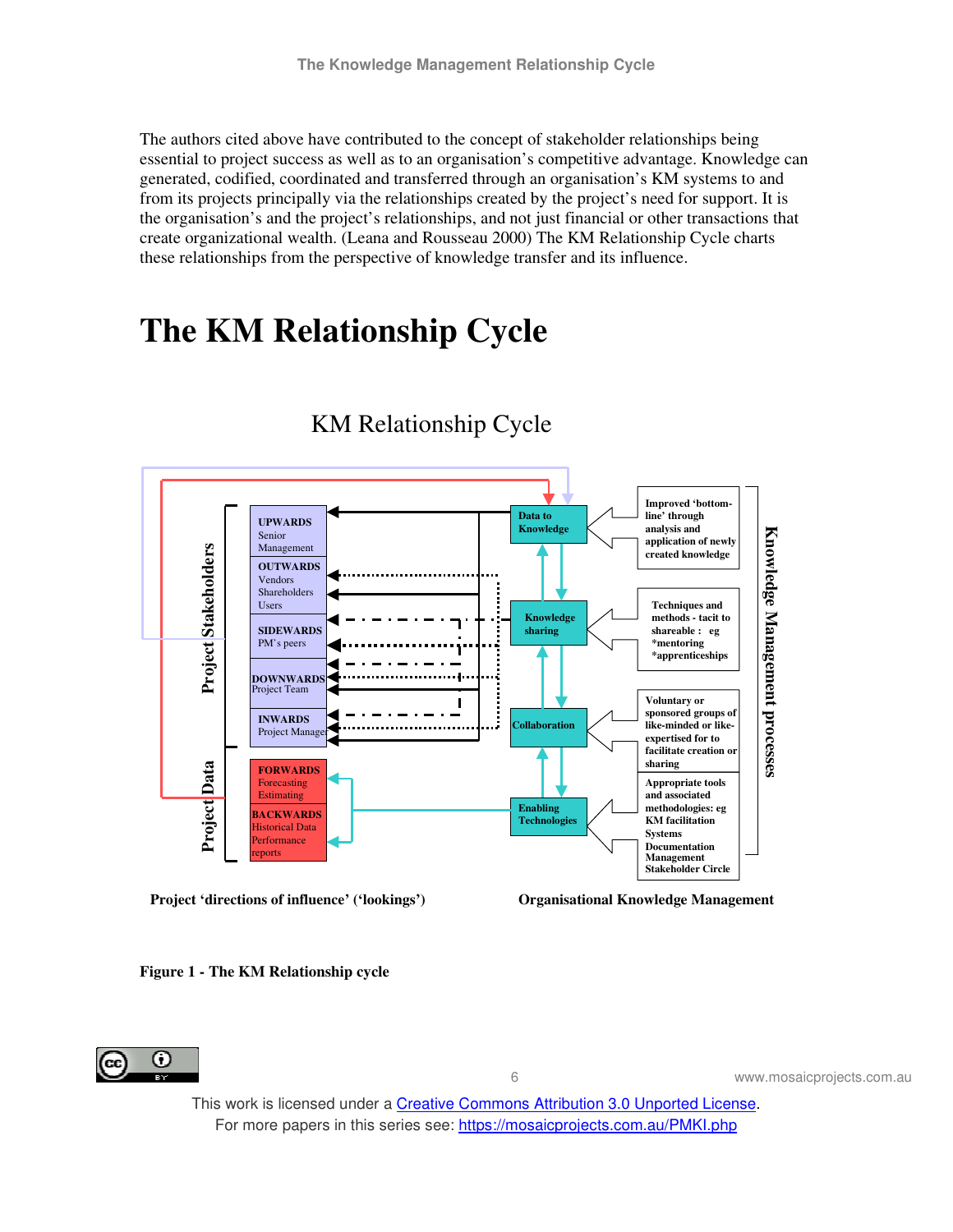The authors cited above have contributed to the concept of stakeholder relationships being essential to project success as well as to an organisation's competitive advantage. Knowledge can generated, codified, coordinated and transferred through an organisation's KM systems to and from its projects principally via the relationships created by the project's need for support. It is the organisation's and the project's relationships, and not just financial or other transactions that create organizational wealth. (Leana and Rousseau 2000) The KM Relationship Cycle charts these relationships from the perspective of knowledge transfer and its influence.

# The KM Relationship Cycle

KM Relationship Cycle

Project Stakeholders

UPWARDS
Senior Management

OUTWARDS
Vendors
Shareholders
Users

SIDEWARDS
PM's peers

DOWNWARDS
Project Team

INWARDS
Project Manager

Project Data

FORWARDS
Forecasting
Estimating

BACKWARDS
Historical Data
Performance reports

Data to Knowledge

Knowledge sharing

Collaboration

Enabling Technologies

Improved 'bottom-line' through analysis and application of newly created knowledge

Techniques and methods - tacit to shareable : eg
*mentoring
*apprenticeships

Voluntary or sponsored groups of like-minded or like-expertised for to facilitate creation or sharing

Appropriate tools and associated methodologies: eg
KM facilitation Systems
Documentation Management
Stakeholder Circle

Knowledge Management processes

Project 'directions of influence' ('lookings')

Organisational Knowledge Management

**Figure 1 - The KM Relationship cycle**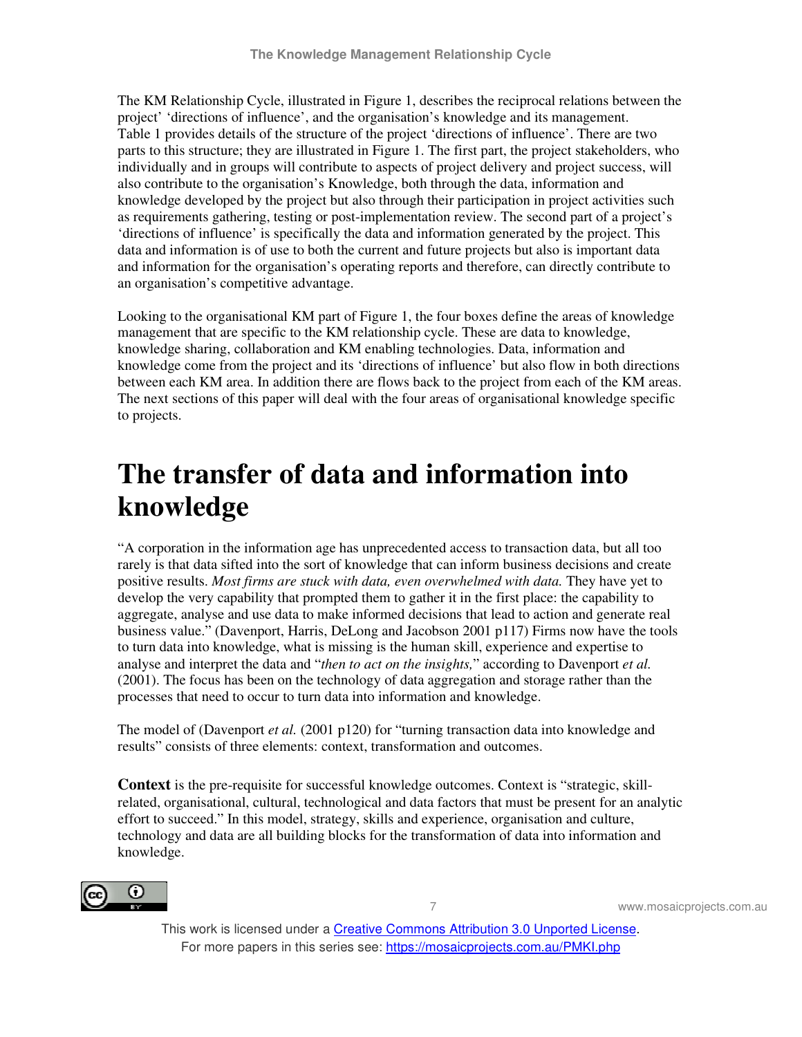The KM Relationship Cycle, illustrated in Figure 1, describes the reciprocal relations between the project' 'directions of influence', and the organisation's knowledge and its management. Table 1 provides details of the structure of the project 'directions of influence'. There are two parts to this structure; they are illustrated in Figure 1. The first part, the project stakeholders, who individually and in groups will contribute to aspects of project delivery and project success, will also contribute to the organisation's Knowledge, both through the data, information and knowledge developed by the project but also through their participation in project activities such as requirements gathering, testing or post-implementation review. The second part of a project's 'directions of influence' is specifically the data and information generated by the project. This data and information is of use to both the current and future projects but also is important data and information for the organisation's operating reports and therefore, can directly contribute to an organisation's competitive advantage.

Looking to the organisational KM part of Figure 1, the four boxes define the areas of knowledge management that are specific to the KM relationship cycle. These are data to knowledge, knowledge sharing, collaboration and KM enabling technologies. Data, information and knowledge come from the project and its 'directions of influence' but also flow in both directions between each KM area. In addition there are flows back to the project from each of the KM areas. The next sections of this paper will deal with the four areas of organisational knowledge specific to projects.

# The transfer of data and information into knowledge

"A corporation in the information age has unprecedented access to transaction data, but all too rarely is that data sifted into the sort of knowledge that can inform business decisions and create positive results. *Most firms are stuck with data, even overwhelmed with data.* They have yet to develop the very capability that prompted them to gather it in the first place: the capability to aggregate, analyse and use data to make informed decisions that lead to action and generate real business value." (Davenport, Harris, DeLong and Jacobson 2001 p117) Firms now have the tools to turn data into knowledge, what is missing is the human skill, experience and expertise to analyse and interpret the data and "*then to act on the insights,*" according to Davenport *et al.* (2001). The focus has been on the technology of data aggregation and storage rather than the processes that need to occur to turn data into information and knowledge.

The model of (Davenport *et al.* (2001 p120) for "turning transaction data into knowledge and results" consists of three elements: context, transformation and outcomes.

**Context** is the pre-requisite for successful knowledge outcomes. Context is "strategic, skill-related, organisational, cultural, technological and data factors that must be present for an analytic effort to succeed." In this model, strategy, skills and experience, organisation and culture, technology and data are all building blocks for the transformation of data into information and knowledge.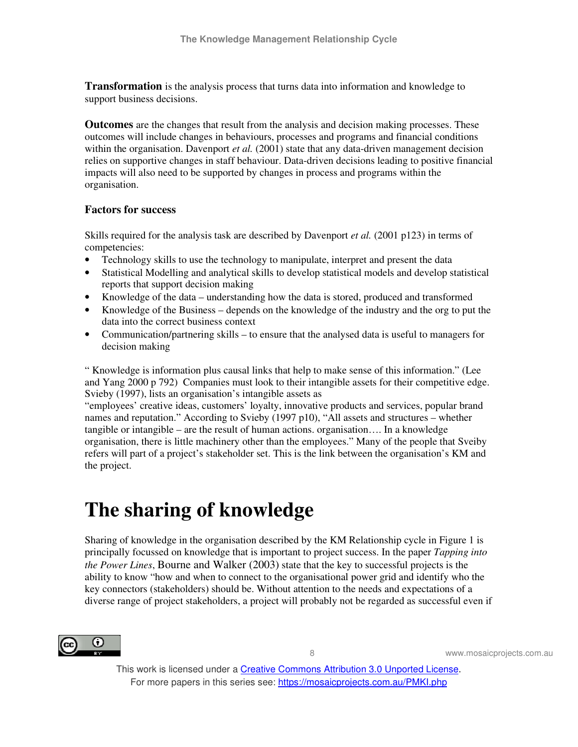**Transformation** is the analysis process that turns data into information and knowledge to support business decisions.

**Outcomes** are the changes that result from the analysis and decision making processes. These outcomes will include changes in behaviours, processes and programs and financial conditions within the organisation. Davenport *et al.* (2001) state that any data-driven management decision relies on supportive changes in staff behaviour. Data-driven decisions leading to positive financial impacts will also need to be supported by changes in process and programs within the organisation.

### Factors for success

Skills required for the analysis task are described by Davenport *et al.* (2001 p123) in terms of competencies:

- Technology skills to use the technology to manipulate, interpret and present the data
- Statistical Modelling and analytical skills to develop statistical models and develop statistical reports that support decision making
- Knowledge of the data – understanding how the data is stored, produced and transformed
- Knowledge of the Business – depends on the knowledge of the industry and the org to put the data into the correct business context
- Communication/partnering skills – to ensure that the analysed data is useful to managers for decision making

" Knowledge is information plus causal links that help to make sense of this information." (Lee and Yang 2000 p 792) Companies must look to their intangible assets for their competitive edge. Svieby (1997), lists an organisation's intangible assets as
"employees' creative ideas, customers' loyalty, innovative products and services, popular brand names and reputation." According to Svieby (1997 p10), "All assets and structures – whether tangible or intangible – are the result of human actions. organisation…. In a knowledge organisation, there is little machinery other than the employees." Many of the people that Sveiby refers will part of a project's stakeholder set. This is the link between the organisation's KM and the project.

# The sharing of knowledge

Sharing of knowledge in the organisation described by the KM Relationship cycle in Figure 1 is principally focussed on knowledge that is important to project success. In the paper *Tapping into the Power Lines*, Bourne and Walker (2003) state that the key to successful projects is the ability to know "how and when to connect to the organisational power grid and identify who the key connectors (stakeholders) should be. Without attention to the needs and expectations of a diverse range of project stakeholders, a project will probably not be regarded as successful even if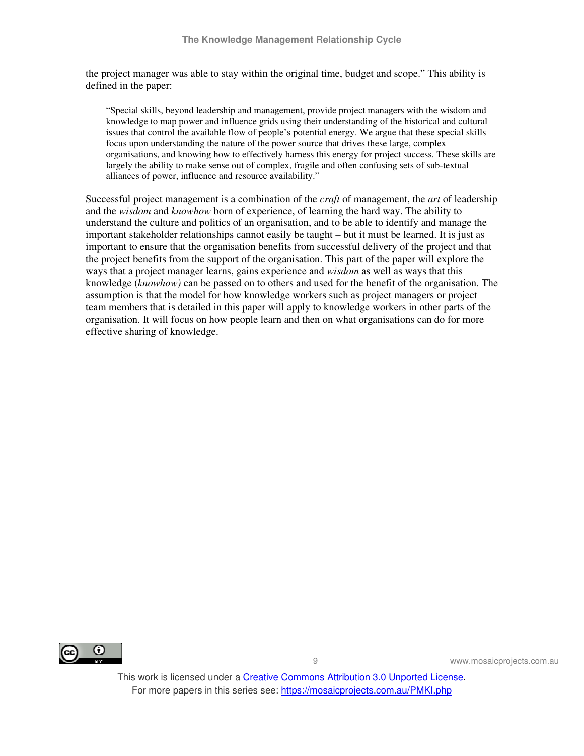the project manager was able to stay within the original time, budget and scope." This ability is defined in the paper:

> "Special skills, beyond leadership and management, provide project managers with the wisdom and knowledge to map power and influence grids using their understanding of the historical and cultural issues that control the available flow of people's potential energy. We argue that these special skills focus upon understanding the nature of the power source that drives these large, complex organisations, and knowing how to effectively harness this energy for project success. These skills are largely the ability to make sense out of complex, fragile and often confusing sets of sub-textual alliances of power, influence and resource availability."

Successful project management is a combination of the *craft* of management, the *art* of leadership and the *wisdom* and *knowhow* born of experience, of learning the hard way. The ability to understand the culture and politics of an organisation, and to be able to identify and manage the important stakeholder relationships cannot easily be taught – but it must be learned. It is just as important to ensure that the organisation benefits from successful delivery of the project and that the project benefits from the support of the organisation. This part of the paper will explore the ways that a project manager learns, gains experience and *wisdom* as well as ways that this knowledge (*knowhow)* can be passed on to others and used for the benefit of the organisation. The assumption is that the model for how knowledge workers such as project managers or project team members that is detailed in this paper will apply to knowledge workers in other parts of the organisation. It will focus on how people learn and then on what organisations can do for more effective sharing of knowledge.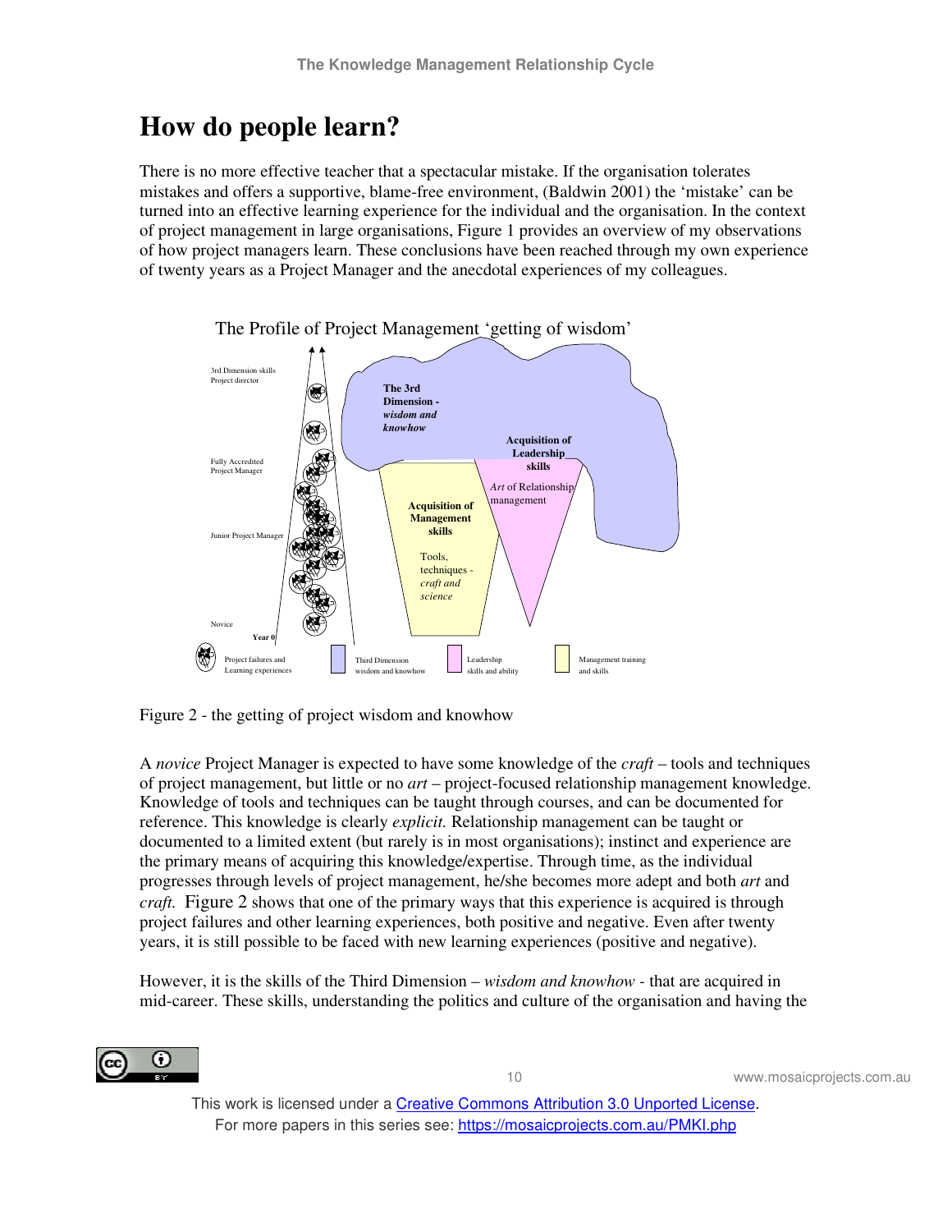# How do people learn?

There is no more effective teacher that a spectacular mistake. If the organisation tolerates mistakes and offers a supportive, blame-free environment, (Baldwin 2001) the 'mistake' can be turned into an effective learning experience for the individual and the organisation. In the context of project management in large organisations, Figure 1 provides an overview of my observations of how project managers learn. These conclusions have been reached through my own experience of twenty years as a Project Manager and the anecdotal experiences of my colleagues.

The Profile of Project Management 'getting of wisdom'

3rd Dimension skills Project director

Fully Accredited Project Manager

Junior Project Manager

Novice

Year 0

**The 3rd Dimension -** ***wisdom and knowhow***

**Acquisition of Leadership skills**

*Art* of Relationship management

**Acquisition of Management skills**

Tools, techniques - *craft and science*

Project failures and Learning experiences | Third Dimension wisdom and knowhow | Leadership skills and ability | Management training and skills

Figure 2 - the getting of project wisdom and knowhow

A *novice* Project Manager is expected to have some knowledge of the *craft* – tools and techniques of project management, but little or no *art* – project-focused relationship management knowledge. Knowledge of tools and techniques can be taught through courses, and can be documented for reference. This knowledge is clearly *explicit.* Relationship management can be taught or documented to a limited extent (but rarely is in most organisations); instinct and experience are the primary means of acquiring this knowledge/expertise. Through time, as the individual progresses through levels of project management, he/she becomes more adept and both *art* and *craft.* Figure 2 shows that one of the primary ways that this experience is acquired is through project failures and other learning experiences, both positive and negative. Even after twenty years, it is still possible to be faced with new learning experiences (positive and negative).

However, it is the skills of the Third Dimension – *wisdom and knowhow* - that are acquired in mid-career. These skills, understanding the politics and culture of the organisation and having the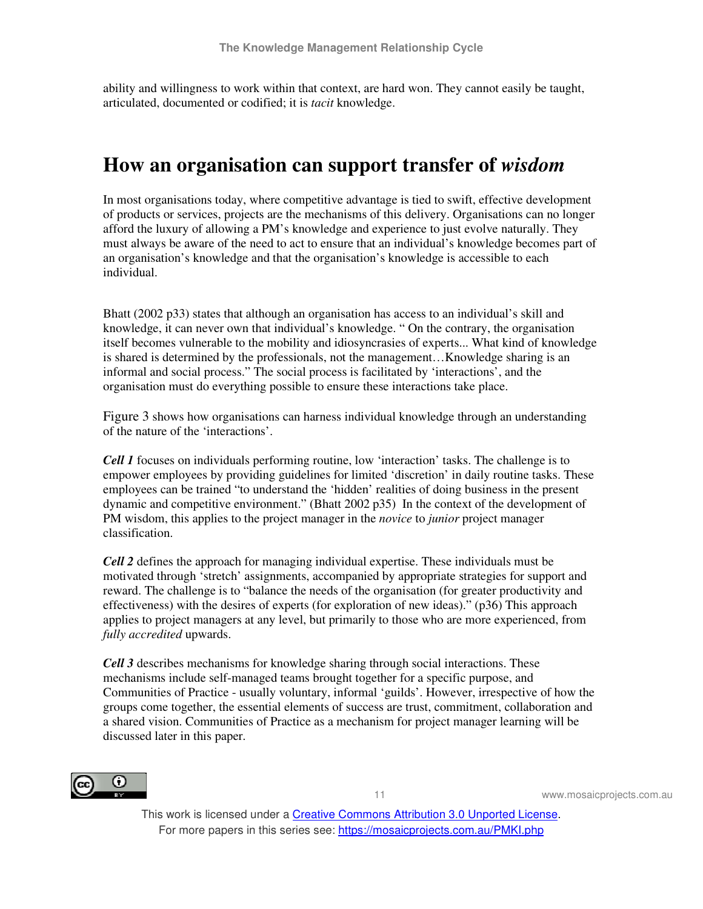ability and willingness to work within that context, are hard won. They cannot easily be taught, articulated, documented or codified; it is *tacit* knowledge.

## How an organisation can support transfer of *wisdom*

In most organisations today, where competitive advantage is tied to swift, effective development of products or services, projects are the mechanisms of this delivery. Organisations can no longer afford the luxury of allowing a PM's knowledge and experience to just evolve naturally. They must always be aware of the need to act to ensure that an individual's knowledge becomes part of an organisation's knowledge and that the organisation's knowledge is accessible to each individual.

Bhatt (2002 p33) states that although an organisation has access to an individual's skill and knowledge, it can never own that individual's knowledge. " On the contrary, the organisation itself becomes vulnerable to the mobility and idiosyncrasies of experts... What kind of knowledge is shared is determined by the professionals, not the management…Knowledge sharing is an informal and social process." The social process is facilitated by 'interactions', and the organisation must do everything possible to ensure these interactions take place.

Figure 3 shows how organisations can harness individual knowledge through an understanding of the nature of the 'interactions'.

***Cell 1*** focuses on individuals performing routine, low 'interaction' tasks. The challenge is to empower employees by providing guidelines for limited 'discretion' in daily routine tasks. These employees can be trained "to understand the 'hidden' realities of doing business in the present dynamic and competitive environment." (Bhatt 2002 p35) In the context of the development of PM wisdom, this applies to the project manager in the *novice* to *junior* project manager classification.

***Cell 2*** defines the approach for managing individual expertise. These individuals must be motivated through 'stretch' assignments, accompanied by appropriate strategies for support and reward. The challenge is to "balance the needs of the organisation (for greater productivity and effectiveness) with the desires of experts (for exploration of new ideas)." (p36) This approach applies to project managers at any level, but primarily to those who are more experienced, from *fully accredited* upwards.

***Cell 3*** describes mechanisms for knowledge sharing through social interactions. These mechanisms include self-managed teams brought together for a specific purpose, and Communities of Practice - usually voluntary, informal 'guilds'. However, irrespective of how the groups come together, the essential elements of success are trust, commitment, collaboration and a shared vision. Communities of Practice as a mechanism for project manager learning will be discussed later in this paper.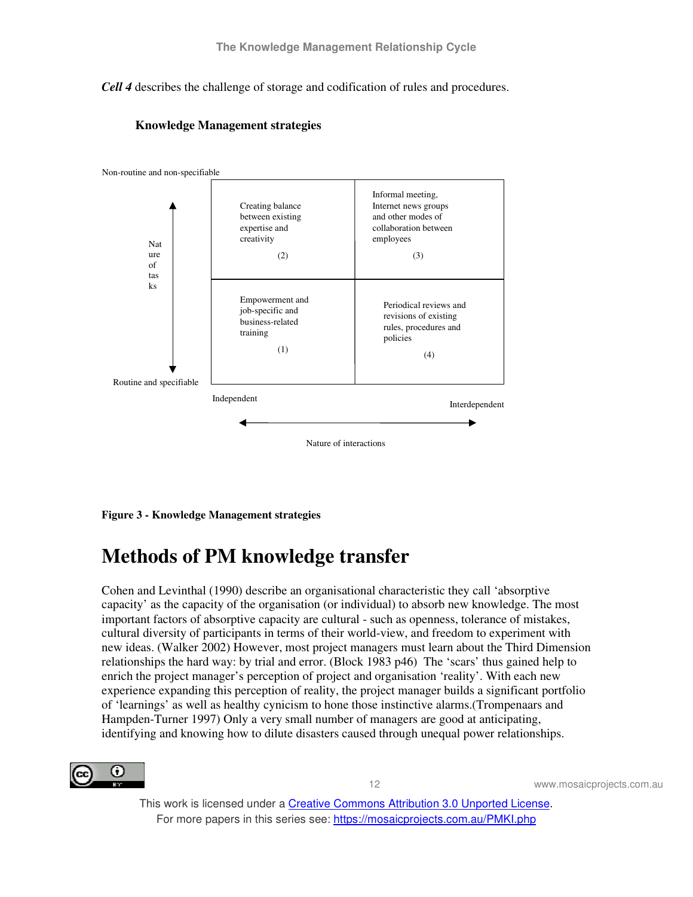*Cell 4* describes the challenge of storage and codification of rules and procedures.

**Knowledge Management strategies**

Non-routine and non-specifiable

Nature of tasks

Routine and specifiable

Creating balance between existing expertise and creativity (2)

Informal meeting, Internet news groups and other modes of collaboration between employees (3)

Empowerment and job-specific and business-related training (1)

Periodical reviews and revisions of existing rules, procedures and policies (4)

Independent

Interdependent

Nature of interactions

**Figure 3 - Knowledge Management strategies**

# Methods of PM knowledge transfer

Cohen and Levinthal (1990) describe an organisational characteristic they call 'absorptive capacity' as the capacity of the organisation (or individual) to absorb new knowledge. The most important factors of absorptive capacity are cultural - such as openness, tolerance of mistakes, cultural diversity of participants in terms of their world-view, and freedom to experiment with new ideas. (Walker 2002) However, most project managers must learn about the Third Dimension relationships the hard way: by trial and error. (Block 1983 p46) The 'scars' thus gained help to enrich the project manager's perception of project and organisation 'reality'. With each new experience expanding this perception of reality, the project manager builds a significant portfolio of 'learnings' as well as healthy cynicism to hone those instinctive alarms.(Trompenaars and Hampden-Turner 1997) Only a very small number of managers are good at anticipating, identifying and knowing how to dilute disasters caused through unequal power relationships.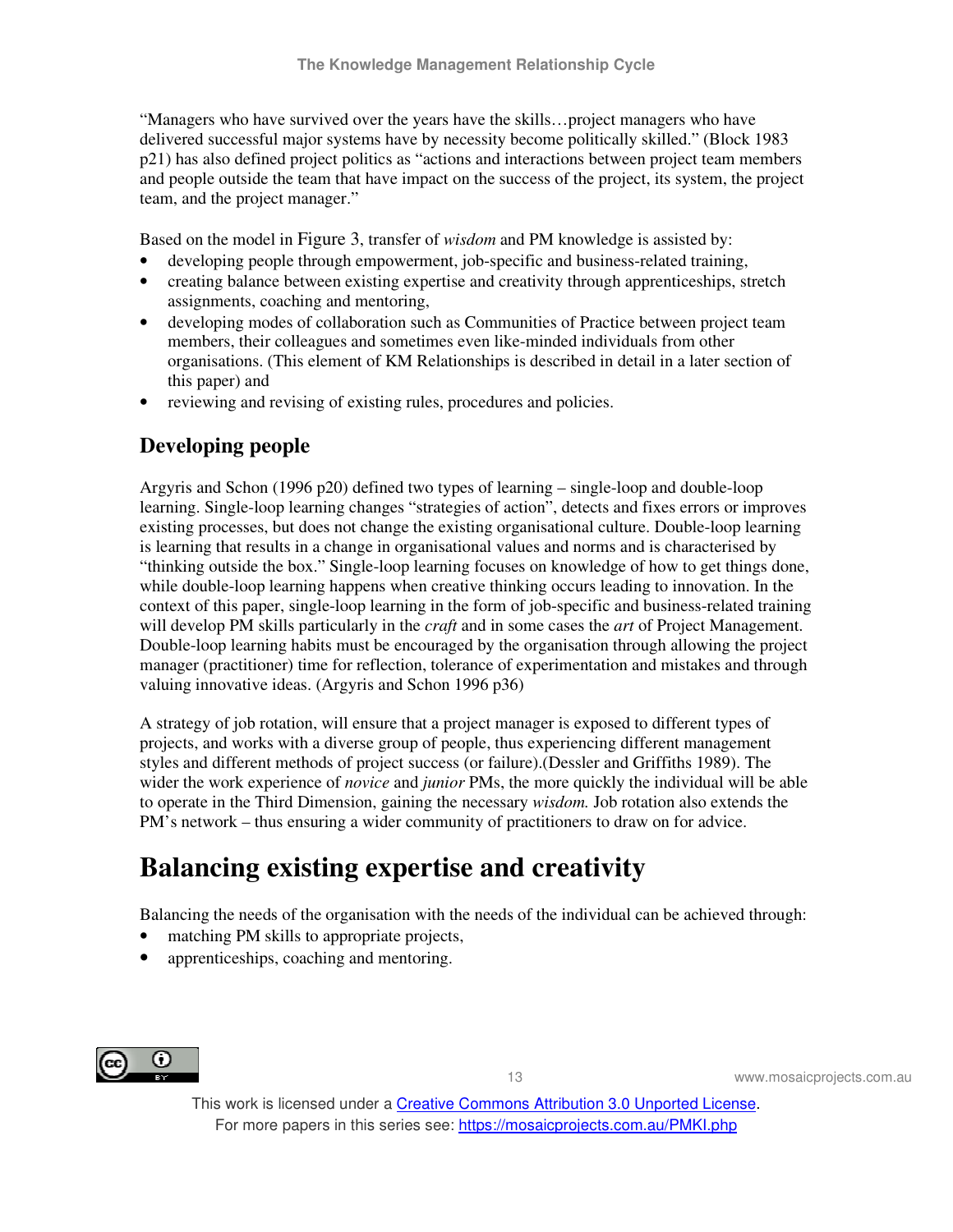"Managers who have survived over the years have the skills…project managers who have delivered successful major systems have by necessity become politically skilled." (Block 1983 p21) has also defined project politics as "actions and interactions between project team members and people outside the team that have impact on the success of the project, its system, the project team, and the project manager."

Based on the model in Figure 3, transfer of *wisdom* and PM knowledge is assisted by:

- developing people through empowerment, job-specific and business-related training,
- creating balance between existing expertise and creativity through apprenticeships, stretch assignments, coaching and mentoring,
- developing modes of collaboration such as Communities of Practice between project team members, their colleagues and sometimes even like-minded individuals from other organisations. (This element of KM Relationships is described in detail in a later section of this paper) and
- reviewing and revising of existing rules, procedures and policies.

## Developing people

Argyris and Schon (1996 p20) defined two types of learning – single-loop and double-loop learning. Single-loop learning changes "strategies of action", detects and fixes errors or improves existing processes, but does not change the existing organisational culture. Double-loop learning is learning that results in a change in organisational values and norms and is characterised by "thinking outside the box." Single-loop learning focuses on knowledge of how to get things done, while double-loop learning happens when creative thinking occurs leading to innovation. In the context of this paper, single-loop learning in the form of job-specific and business-related training will develop PM skills particularly in the *craft* and in some cases the *art* of Project Management. Double-loop learning habits must be encouraged by the organisation through allowing the project manager (practitioner) time for reflection, tolerance of experimentation and mistakes and through valuing innovative ideas. (Argyris and Schon 1996 p36)

A strategy of job rotation, will ensure that a project manager is exposed to different types of projects, and works with a diverse group of people, thus experiencing different management styles and different methods of project success (or failure).(Dessler and Griffiths 1989). The wider the work experience of *novice* and *junior* PMs, the more quickly the individual will be able to operate in the Third Dimension, gaining the necessary *wisdom.* Job rotation also extends the PM's network – thus ensuring a wider community of practitioners to draw on for advice.

# Balancing existing expertise and creativity

Balancing the needs of the organisation with the needs of the individual can be achieved through:

- matching PM skills to appropriate projects,
- apprenticeships, coaching and mentoring.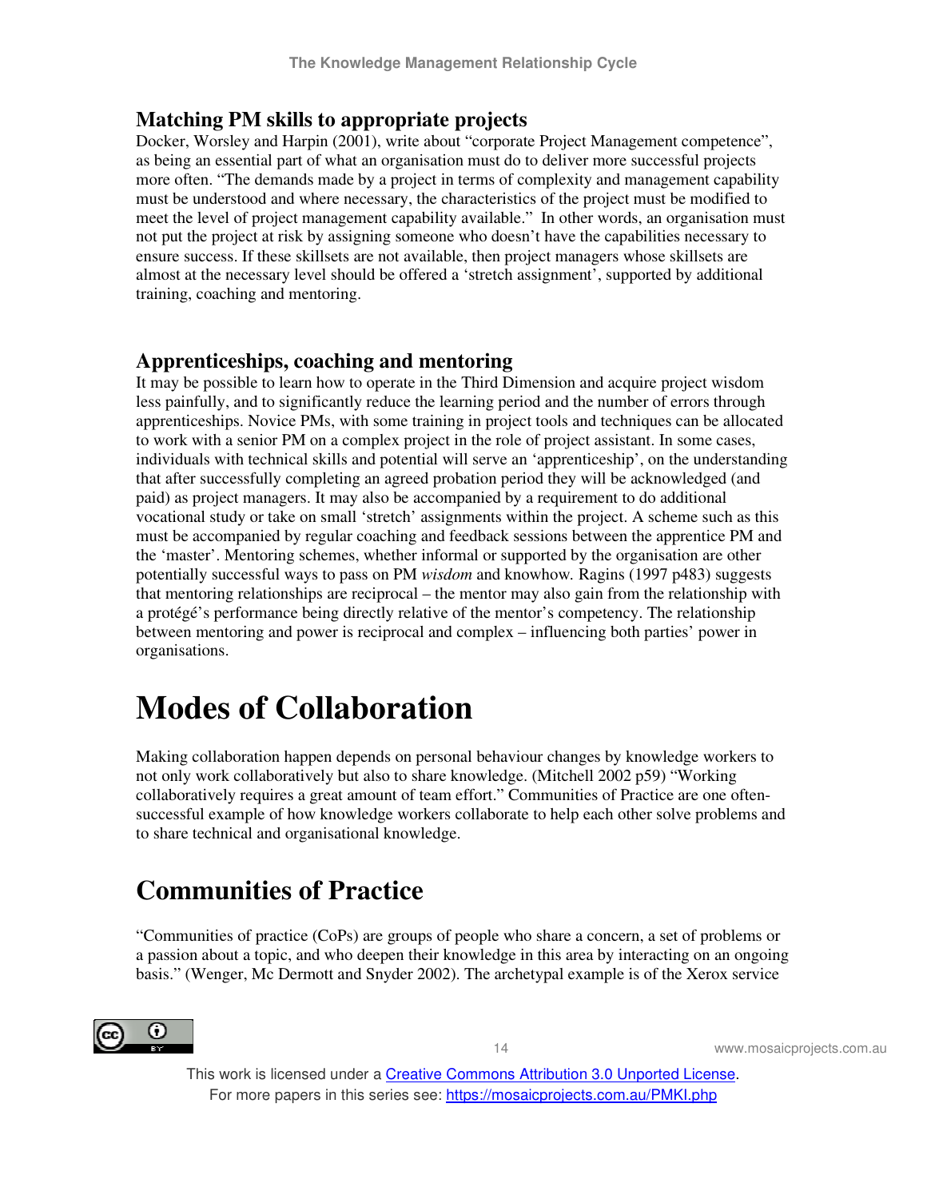### Matching PM skills to appropriate projects

Docker, Worsley and Harpin (2001), write about "corporate Project Management competence", as being an essential part of what an organisation must do to deliver more successful projects more often. "The demands made by a project in terms of complexity and management capability must be understood and where necessary, the characteristics of the project must be modified to meet the level of project management capability available." In other words, an organisation must not put the project at risk by assigning someone who doesn't have the capabilities necessary to ensure success. If these skillsets are not available, then project managers whose skillsets are almost at the necessary level should be offered a 'stretch assignment', supported by additional training, coaching and mentoring.

### Apprenticeships, coaching and mentoring

It may be possible to learn how to operate in the Third Dimension and acquire project wisdom less painfully, and to significantly reduce the learning period and the number of errors through apprenticeships. Novice PMs, with some training in project tools and techniques can be allocated to work with a senior PM on a complex project in the role of project assistant. In some cases, individuals with technical skills and potential will serve an 'apprenticeship', on the understanding that after successfully completing an agreed probation period they will be acknowledged (and paid) as project managers. It may also be accompanied by a requirement to do additional vocational study or take on small 'stretch' assignments within the project. A scheme such as this must be accompanied by regular coaching and feedback sessions between the apprentice PM and the 'master'. Mentoring schemes, whether informal or supported by the organisation are other potentially successful ways to pass on PM *wisdom* and knowhow. Ragins (1997 p483) suggests that mentoring relationships are reciprocal – the mentor may also gain from the relationship with a protégé's performance being directly relative of the mentor's competency. The relationship between mentoring and power is reciprocal and complex – influencing both parties' power in organisations.

# Modes of Collaboration

Making collaboration happen depends on personal behaviour changes by knowledge workers to not only work collaboratively but also to share knowledge. (Mitchell 2002 p59) "Working collaboratively requires a great amount of team effort." Communities of Practice are one often-successful example of how knowledge workers collaborate to help each other solve problems and to share technical and organisational knowledge.

## Communities of Practice

"Communities of practice (CoPs) are groups of people who share a concern, a set of problems or a passion about a topic, and who deepen their knowledge in this area by interacting on an ongoing basis." (Wenger, Mc Dermott and Snyder 2002). The archetypal example is of the Xerox service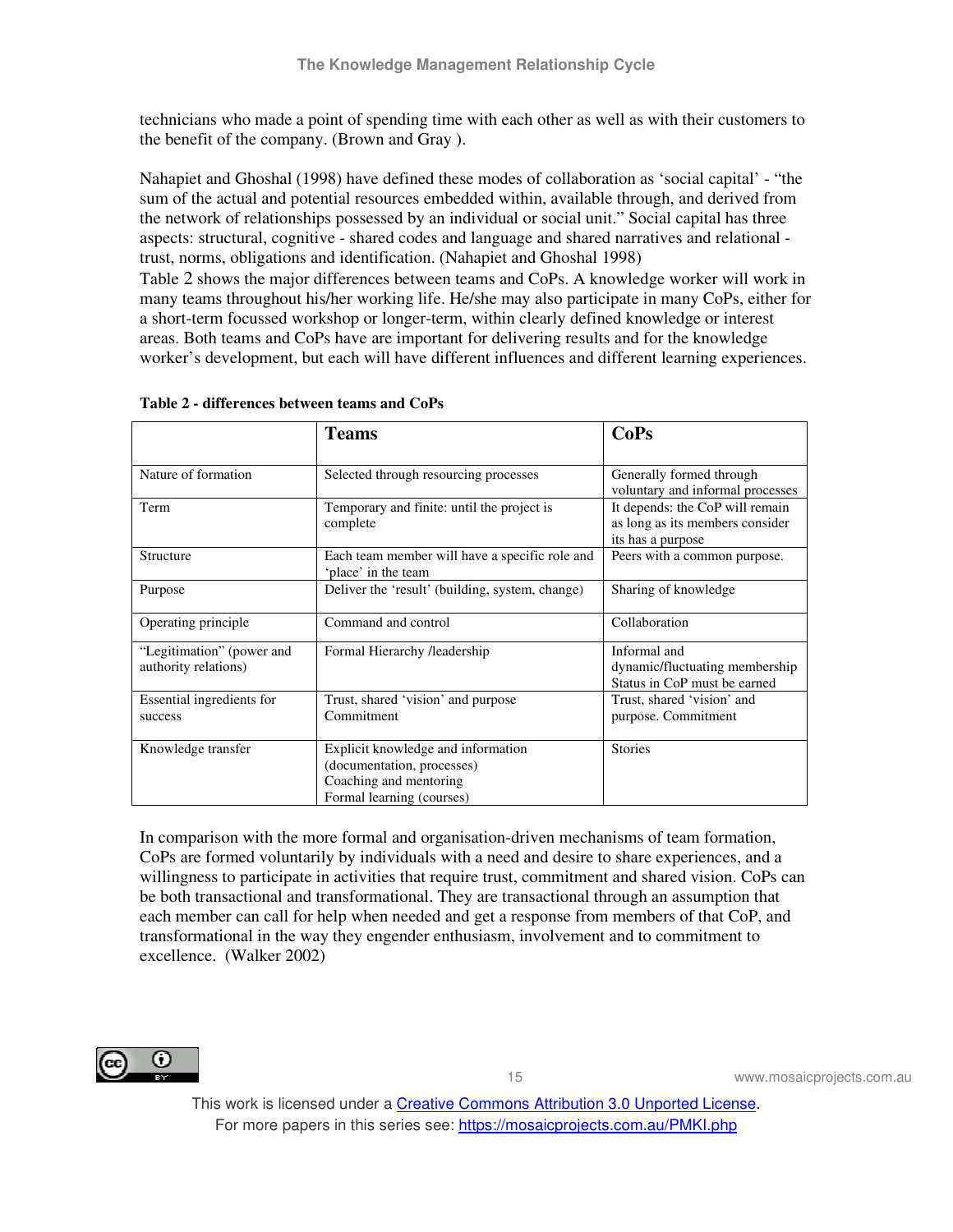technicians who made a point of spending time with each other as well as with their customers to the benefit of the company. (Brown and Gray ).

Nahapiet and Ghoshal (1998) have defined these modes of collaboration as 'social capital' - "the sum of the actual and potential resources embedded within, available through, and derived from the network of relationships possessed by an individual or social unit." Social capital has three aspects: structural, cognitive - shared codes and language and shared narratives and relational - trust, norms, obligations and identification. (Nahapiet and Ghoshal 1998)

Table 2 shows the major differences between teams and CoPs. A knowledge worker will work in many teams throughout his/her working life. He/she may also participate in many CoPs, either for a short-term focussed workshop or longer-term, within clearly defined knowledge or interest areas. Both teams and CoPs have are important for delivering results and for the knowledge worker's development, but each will have different influences and different learning experiences.

**Table 2 - differences between teams and CoPs**

| | **Teams** | **CoPs** |
|---|---|---|
| Nature of formation | Selected through resourcing processes | Generally formed through voluntary and informal processes |
| Term | Temporary and finite: until the project is complete | It depends: the CoP will remain as long as its members consider its has a purpose |
| Structure | Each team member will have a specific role and 'place' in the team | Peers with a common purpose. |
| Purpose | Deliver the 'result' (building, system, change) | Sharing of knowledge |
| Operating principle | Command and control | Collaboration |
| "Legitimation" (power and authority relations) | Formal Hierarchy /leadership | Informal and dynamic/fluctuating membership Status in CoP must be earned |
| Essential ingredients for success | Trust, shared 'vision' and purpose Commitment | Trust, shared 'vision' and purpose. Commitment |
| Knowledge transfer | Explicit knowledge and information (documentation, processes) Coaching and mentoring Formal learning (courses) | Stories |

In comparison with the more formal and organisation-driven mechanisms of team formation, CoPs are formed voluntarily by individuals with a need and desire to share experiences, and a willingness to participate in activities that require trust, commitment and shared vision. CoPs can be both transactional and transformational. They are transactional through an assumption that each member can call for help when needed and get a response from members of that CoP, and transformational in the way they engender enthusiasm, involvement and to commitment to excellence. (Walker 2002)

This work is licensed under a Creative Commons Attribution 3.0 Unported License.
For more papers in this series see: https://mosaicprojects.com.au/PMKI.php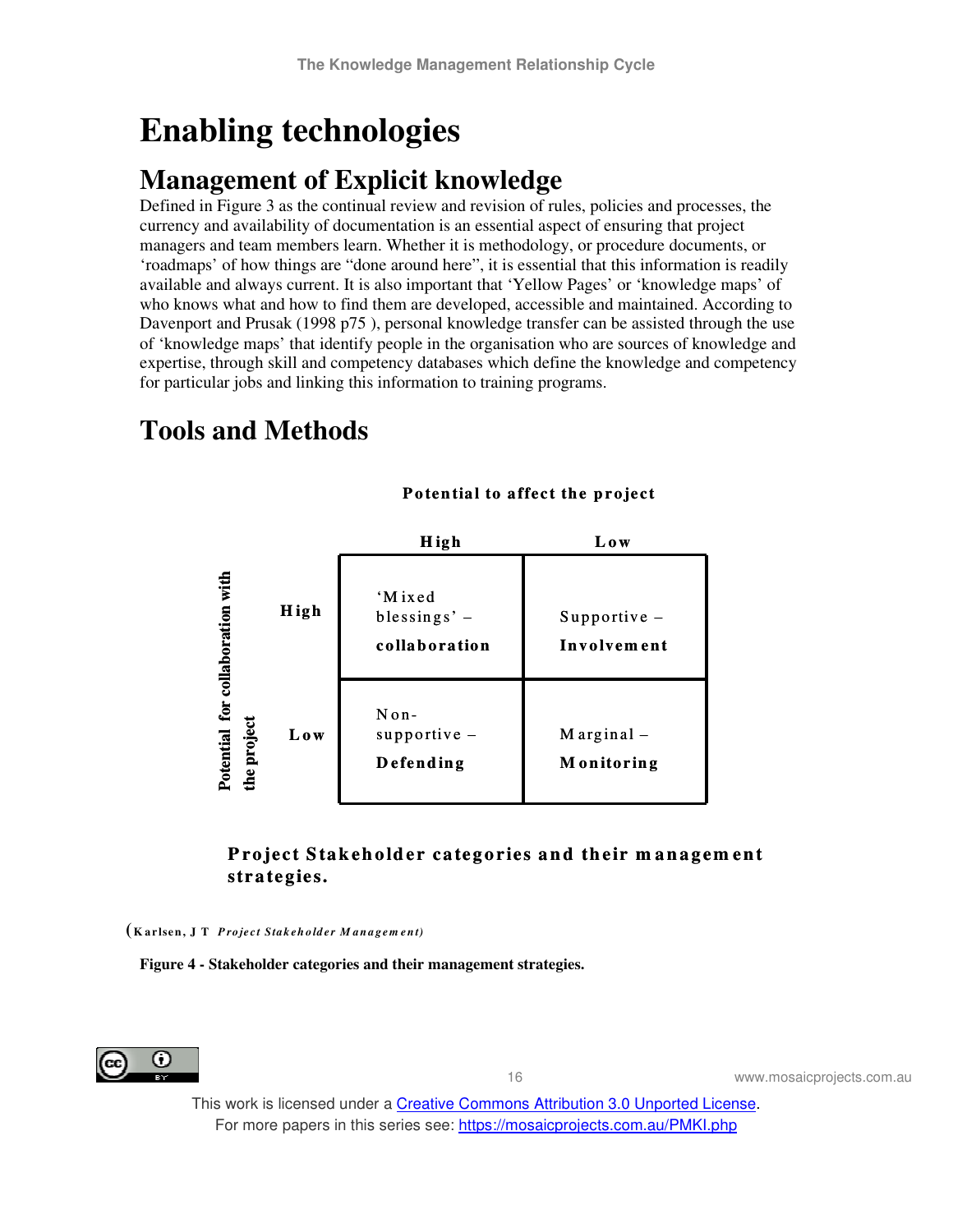# Enabling technologies

## Management of Explicit knowledge

Defined in Figure 3 as the continual review and revision of rules, policies and processes, the currency and availability of documentation is an essential aspect of ensuring that project managers and team members learn. Whether it is methodology, or procedure documents, or 'roadmaps' of how things are "done around here", it is essential that this information is readily available and always current. It is also important that 'Yellow Pages' or 'knowledge maps' of who knows what and how to find them are developed, accessible and maintained. According to Davenport and Prusak (1998 p75 ), personal knowledge transfer can be assisted through the use of 'knowledge maps' that identify people in the organisation who are sources of knowledge and expertise, through skill and competency databases which define the knowledge and competency for particular jobs and linking this information to training programs.

## Tools and Methods

| Potential for collaboration with the project \ Potential to affect the project | High | Low |
|---|---|---|
| **High** | 'Mixed blessings' – **collaboration** | Supportive – **Involvement** |
| **Low** | Non-supportive – **Defending** | Marginal – **Monitoring** |

**Project Stakeholder categories and their management strategies.**

(**Karlsen, J T** ***Project Stakeholder Management)***

**Figure 4 - Stakeholder categories and their management strategies.**

This work is licensed under a Creative Commons Attribution 3.0 Unported License.
For more papers in this series see: https://mosaicprojects.com.au/PMKI.php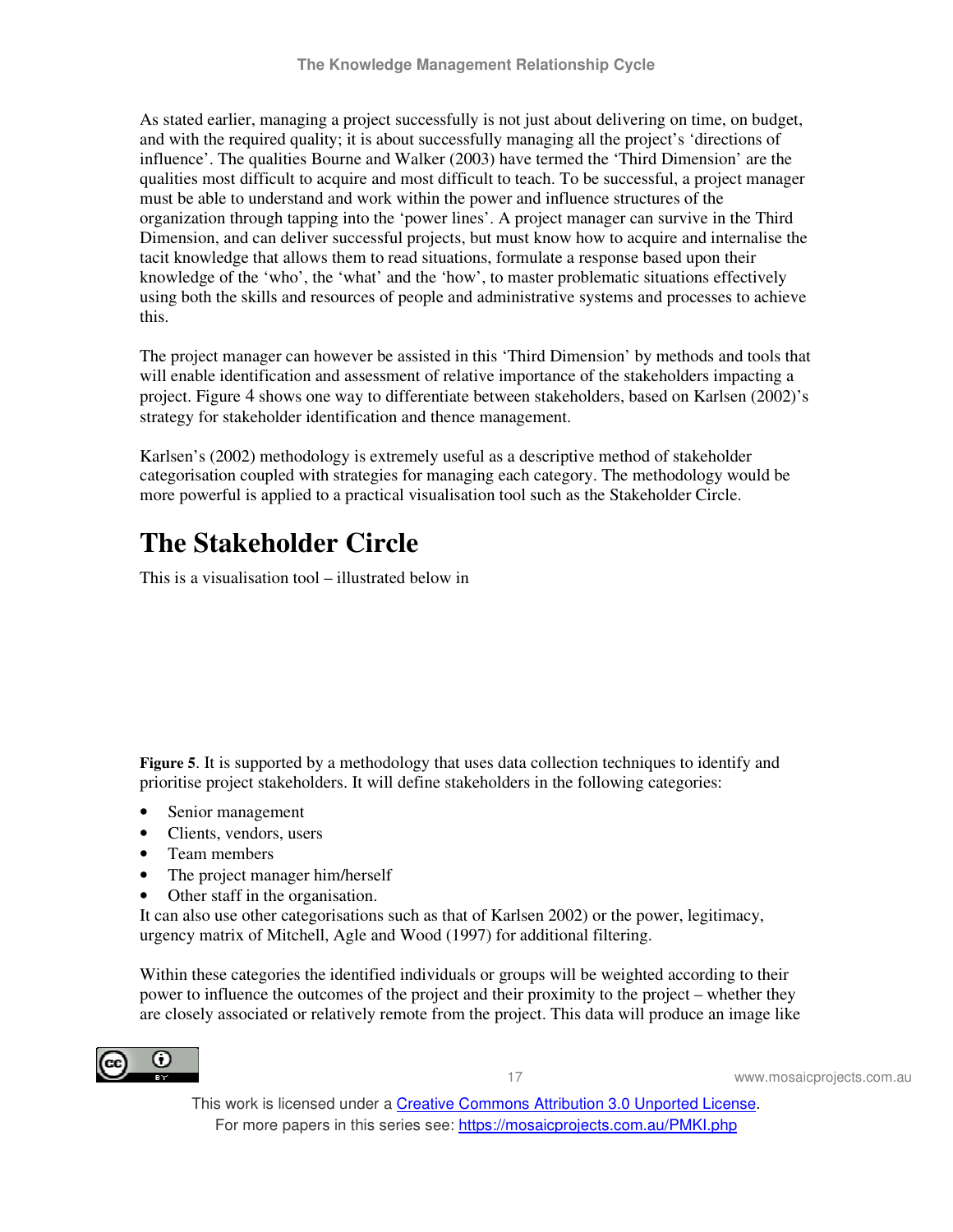As stated earlier, managing a project successfully is not just about delivering on time, on budget, and with the required quality; it is about successfully managing all the project's 'directions of influence'. The qualities Bourne and Walker (2003) have termed the 'Third Dimension' are the qualities most difficult to acquire and most difficult to teach. To be successful, a project manager must be able to understand and work within the power and influence structures of the organization through tapping into the 'power lines'. A project manager can survive in the Third Dimension, and can deliver successful projects, but must know how to acquire and internalise the tacit knowledge that allows them to read situations, formulate a response based upon their knowledge of the 'who', the 'what' and the 'how', to master problematic situations effectively using both the skills and resources of people and administrative systems and processes to achieve this.

The project manager can however be assisted in this 'Third Dimension' by methods and tools that will enable identification and assessment of relative importance of the stakeholders impacting a project. Figure 4 shows one way to differentiate between stakeholders, based on Karlsen (2002)'s strategy for stakeholder identification and thence management.

Karlsen's (2002) methodology is extremely useful as a descriptive method of stakeholder categorisation coupled with strategies for managing each category. The methodology would be more powerful is applied to a practical visualisation tool such as the Stakeholder Circle.

# The Stakeholder Circle

This is a visualisation tool – illustrated below in

**Figure 5**. It is supported by a methodology that uses data collection techniques to identify and prioritise project stakeholders. It will define stakeholders in the following categories:

- Senior management
- Clients, vendors, users
- Team members
- The project manager him/herself
- Other staff in the organisation.

It can also use other categorisations such as that of Karlsen 2002) or the power, legitimacy, urgency matrix of Mitchell, Agle and Wood (1997) for additional filtering.

Within these categories the identified individuals or groups will be weighted according to their power to influence the outcomes of the project and their proximity to the project – whether they are closely associated or relatively remote from the project. This data will produce an image like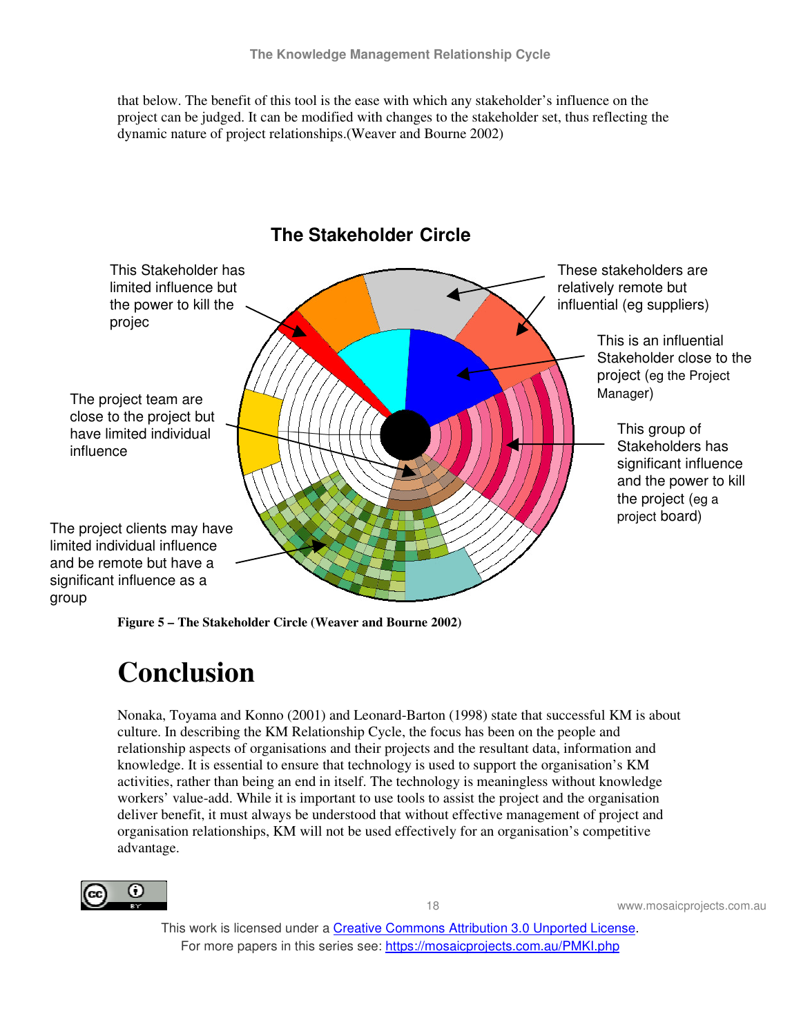that below. The benefit of this tool is the ease with which any stakeholder's influence on the project can be judged. It can be modified with changes to the stakeholder set, thus reflecting the dynamic nature of project relationships.(Weaver and Bourne 2002)

The Stakeholder Circle

This Stakeholder has limited influence but the power to kill the projec

These stakeholders are relatively remote but influential (eg suppliers)

This is an influential Stakeholder close to the project (eg the Project Manager)

The project team are close to the project but have limited individual influence

This group of Stakeholders has significant influence and the power to kill the project (eg a project board)

The project clients may have limited individual influence and be remote but have a significant influence as a group

**Figure 5 – The Stakeholder Circle (Weaver and Bourne 2002)**

# Conclusion

Nonaka, Toyama and Konno (2001) and Leonard-Barton (1998) state that successful KM is about culture. In describing the KM Relationship Cycle, the focus has been on the people and relationship aspects of organisations and their projects and the resultant data, information and knowledge. It is essential to ensure that technology is used to support the organisation's KM activities, rather than being an end in itself. The technology is meaningless without knowledge workers' value-add. While it is important to use tools to assist the project and the organisation deliver benefit, it must always be understood that without effective management of project and organisation relationships, KM will not be used effectively for an organisation's competitive advantage.

This work is licensed under a Creative Commons Attribution 3.0 Unported License.
For more papers in this series see: https://mosaicprojects.com.au/PMKI.php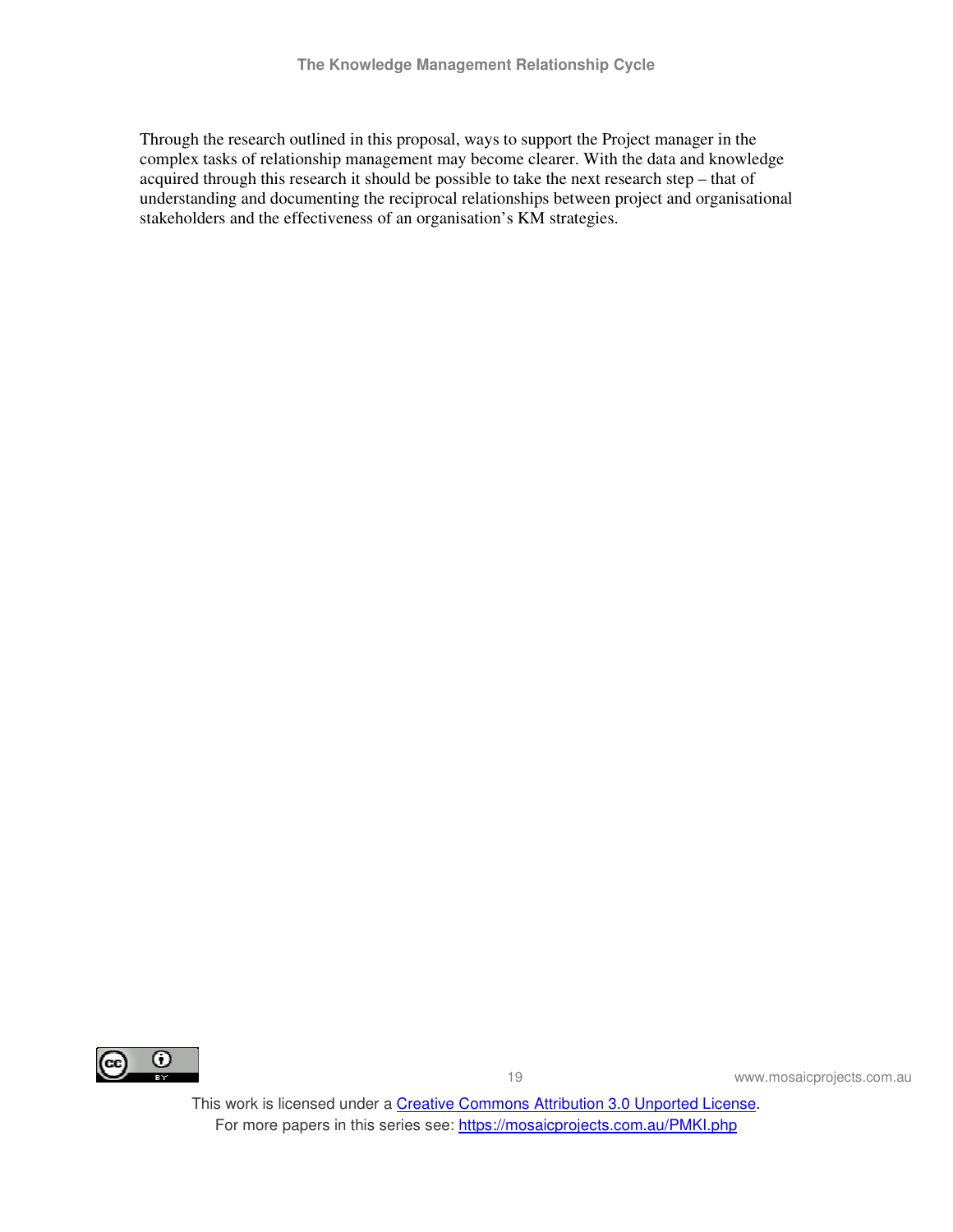Through the research outlined in this proposal, ways to support the Project manager in the complex tasks of relationship management may become clearer. With the data and knowledge acquired through this research it should be possible to take the next research step – that of understanding and documenting the reciprocal relationships between project and organisational stakeholders and the effectiveness of an organisation's KM strategies.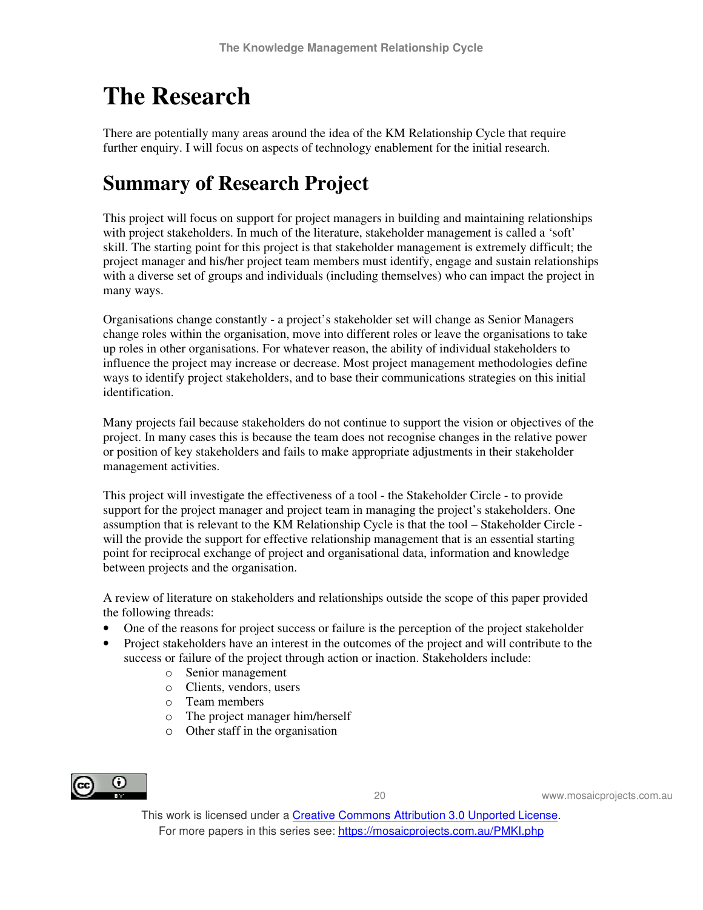# The Research

There are potentially many areas around the idea of the KM Relationship Cycle that require further enquiry. I will focus on aspects of technology enablement for the initial research.

## Summary of Research Project

This project will focus on support for project managers in building and maintaining relationships with project stakeholders. In much of the literature, stakeholder management is called a 'soft' skill. The starting point for this project is that stakeholder management is extremely difficult; the project manager and his/her project team members must identify, engage and sustain relationships with a diverse set of groups and individuals (including themselves) who can impact the project in many ways.

Organisations change constantly - a project's stakeholder set will change as Senior Managers change roles within the organisation, move into different roles or leave the organisations to take up roles in other organisations. For whatever reason, the ability of individual stakeholders to influence the project may increase or decrease. Most project management methodologies define ways to identify project stakeholders, and to base their communications strategies on this initial identification.

Many projects fail because stakeholders do not continue to support the vision or objectives of the project. In many cases this is because the team does not recognise changes in the relative power or position of key stakeholders and fails to make appropriate adjustments in their stakeholder management activities.

This project will investigate the effectiveness of a tool - the Stakeholder Circle - to provide support for the project manager and project team in managing the project's stakeholders. One assumption that is relevant to the KM Relationship Cycle is that the tool – Stakeholder Circle - will the provide the support for effective relationship management that is an essential starting point for reciprocal exchange of project and organisational data, information and knowledge between projects and the organisation.

A review of literature on stakeholders and relationships outside the scope of this paper provided the following threads:

- One of the reasons for project success or failure is the perception of the project stakeholder
- Project stakeholders have an interest in the outcomes of the project and will contribute to the success or failure of the project through action or inaction. Stakeholders include:
    - Senior management
    - Clients, vendors, users
    - Team members
    - The project manager him/herself
    - Other staff in the organisation

This work is licensed under a Creative Commons Attribution 3.0 Unported License.
For more papers in this series see: https://mosaicprojects.com.au/PMKI.php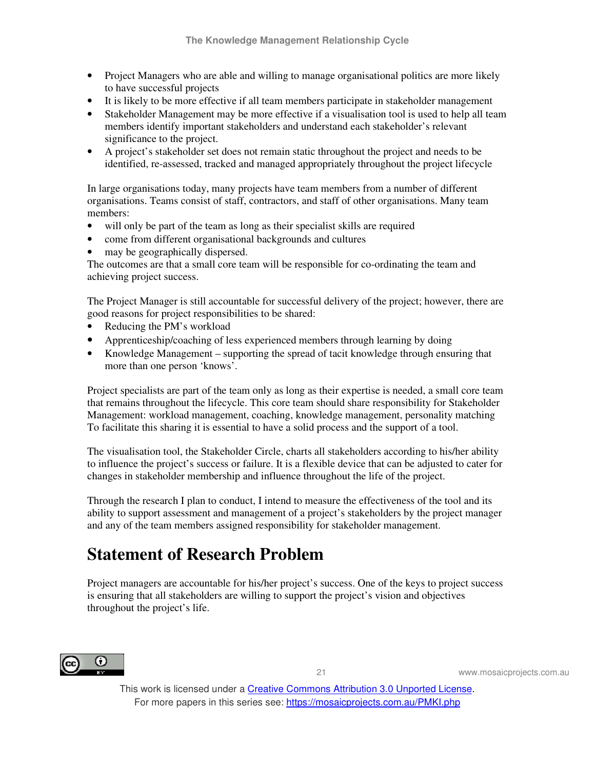- Project Managers who are able and willing to manage organisational politics are more likely to have successful projects
- It is likely to be more effective if all team members participate in stakeholder management
- Stakeholder Management may be more effective if a visualisation tool is used to help all team members identify important stakeholders and understand each stakeholder's relevant significance to the project.
- A project's stakeholder set does not remain static throughout the project and needs to be identified, re-assessed, tracked and managed appropriately throughout the project lifecycle

In large organisations today, many projects have team members from a number of different organisations. Teams consist of staff, contractors, and staff of other organisations. Many team members:

- will only be part of the team as long as their specialist skills are required
- come from different organisational backgrounds and cultures
- may be geographically dispersed.

The outcomes are that a small core team will be responsible for co-ordinating the team and achieving project success.

The Project Manager is still accountable for successful delivery of the project; however, there are good reasons for project responsibilities to be shared:

- Reducing the PM's workload
- Apprenticeship/coaching of less experienced members through learning by doing
- Knowledge Management – supporting the spread of tacit knowledge through ensuring that more than one person 'knows'.

Project specialists are part of the team only as long as their expertise is needed, a small core team that remains throughout the lifecycle. This core team should share responsibility for Stakeholder Management: workload management, coaching, knowledge management, personality matching To facilitate this sharing it is essential to have a solid process and the support of a tool.

The visualisation tool, the Stakeholder Circle, charts all stakeholders according to his/her ability to influence the project's success or failure. It is a flexible device that can be adjusted to cater for changes in stakeholder membership and influence throughout the life of the project.

Through the research I plan to conduct, I intend to measure the effectiveness of the tool and its ability to support assessment and management of a project's stakeholders by the project manager and any of the team members assigned responsibility for stakeholder management.

# Statement of Research Problem

Project managers are accountable for his/her project's success. One of the keys to project success is ensuring that all stakeholders are willing to support the project's vision and objectives throughout the project's life.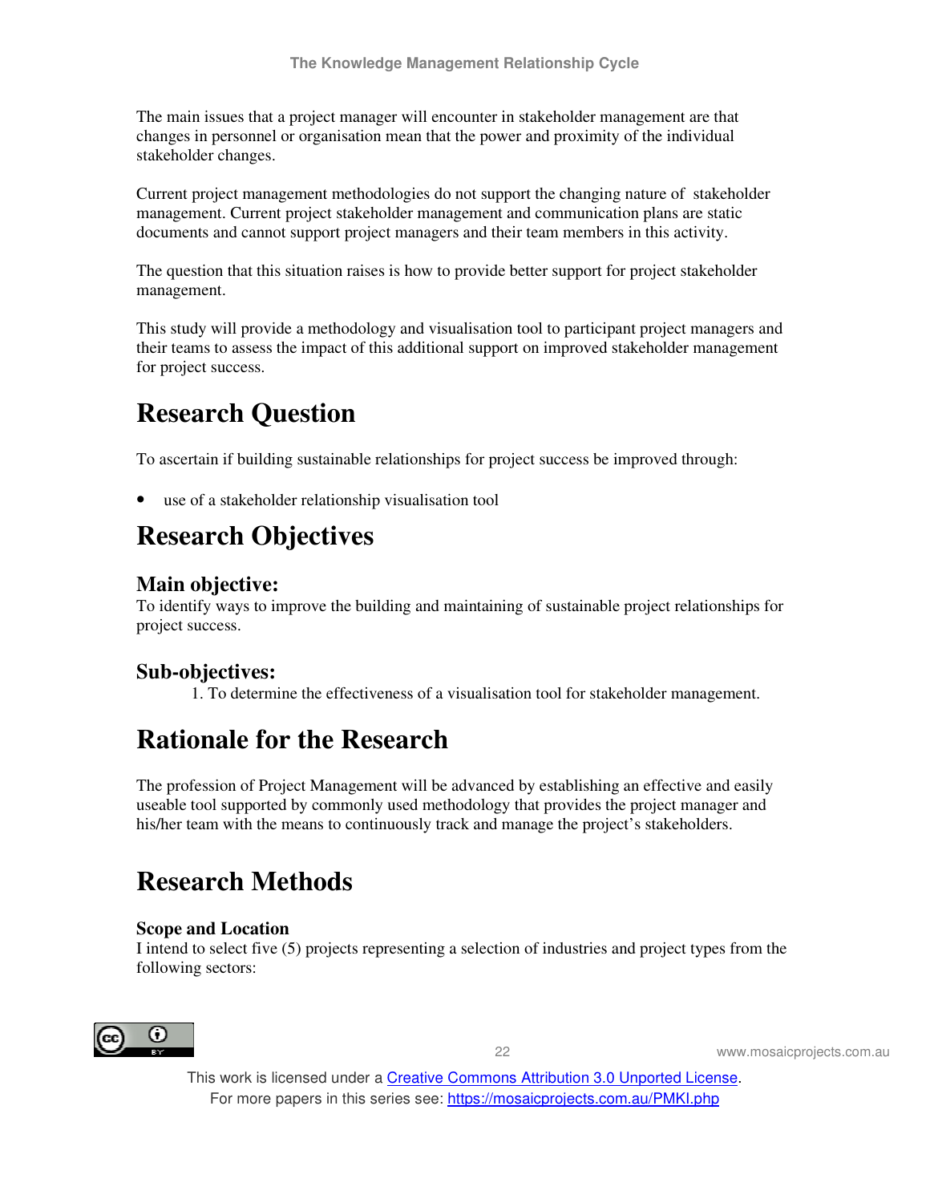The main issues that a project manager will encounter in stakeholder management are that changes in personnel or organisation mean that the power and proximity of the individual stakeholder changes.

Current project management methodologies do not support the changing nature of stakeholder management. Current project stakeholder management and communication plans are static documents and cannot support project managers and their team members in this activity.

The question that this situation raises is how to provide better support for project stakeholder management.

This study will provide a methodology and visualisation tool to participant project managers and their teams to assess the impact of this additional support on improved stakeholder management for project success.

# Research Question

To ascertain if building sustainable relationships for project success be improved through:

- use of a stakeholder relationship visualisation tool

# Research Objectives

## Main objective:

To identify ways to improve the building and maintaining of sustainable project relationships for project success.

## Sub-objectives:

1. To determine the effectiveness of a visualisation tool for stakeholder management.

# Rationale for the Research

The profession of Project Management will be advanced by establishing an effective and easily useable tool supported by commonly used methodology that provides the project manager and his/her team with the means to continuously track and manage the project's stakeholders.

# Research Methods

**Scope and Location**

I intend to select five (5) projects representing a selection of industries and project types from the following sectors: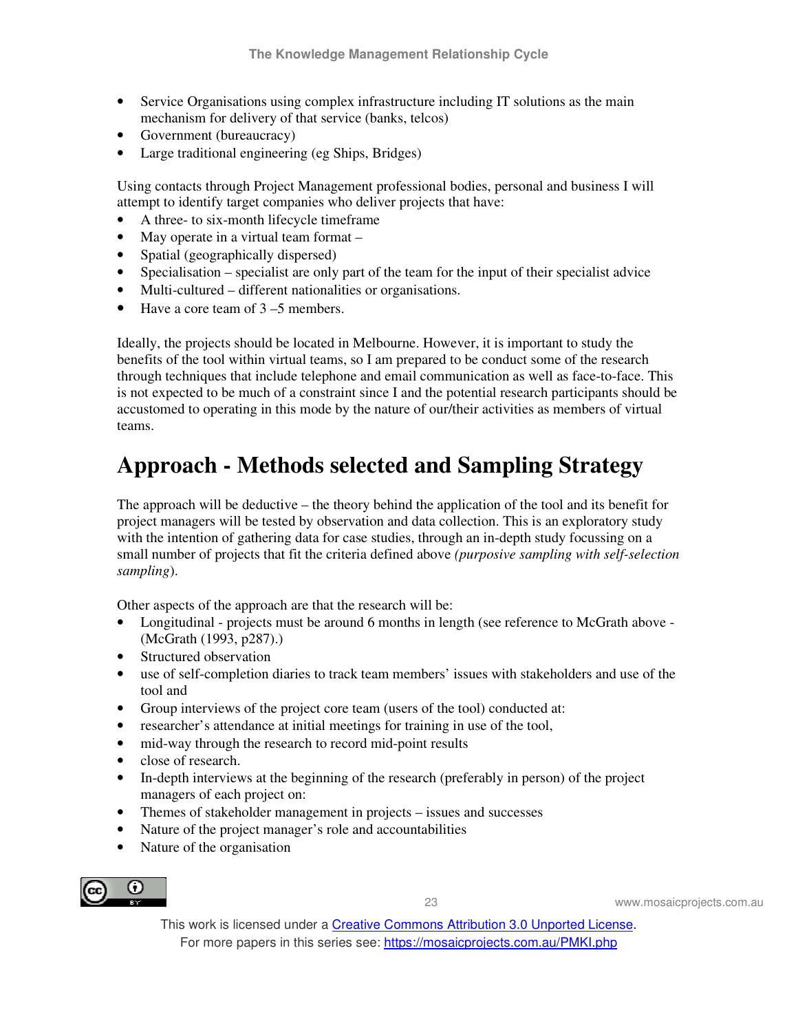- Service Organisations using complex infrastructure including IT solutions as the main mechanism for delivery of that service (banks, telcos)
- Government (bureaucracy)
- Large traditional engineering (eg Ships, Bridges)

Using contacts through Project Management professional bodies, personal and business I will attempt to identify target companies who deliver projects that have:

- A three- to six-month lifecycle timeframe
- May operate in a virtual team format –
- Spatial (geographically dispersed)
- Specialisation – specialist are only part of the team for the input of their specialist advice
- Multi-cultured – different nationalities or organisations.
- Have a core team of 3 –5 members.

Ideally, the projects should be located in Melbourne. However, it is important to study the benefits of the tool within virtual teams, so I am prepared to be conduct some of the research through techniques that include telephone and email communication as well as face-to-face. This is not expected to be much of a constraint since I and the potential research participants should be accustomed to operating in this mode by the nature of our/their activities as members of virtual teams.

# Approach - Methods selected and Sampling Strategy

The approach will be deductive – the theory behind the application of the tool and its benefit for project managers will be tested by observation and data collection. This is an exploratory study with the intention of gathering data for case studies, through an in-depth study focussing on a small number of projects that fit the criteria defined above *(purposive sampling with self-selection sampling*).

Other aspects of the approach are that the research will be:

- Longitudinal - projects must be around 6 months in length (see reference to McGrath above - (McGrath (1993, p287).)
- Structured observation
- use of self-completion diaries to track team members' issues with stakeholders and use of the tool and
- Group interviews of the project core team (users of the tool) conducted at:
- researcher's attendance at initial meetings for training in use of the tool,
- mid-way through the research to record mid-point results
- close of research.
- In-depth interviews at the beginning of the research (preferably in person) of the project managers of each project on:
- Themes of stakeholder management in projects – issues and successes
- Nature of the project manager's role and accountabilities
- Nature of the organisation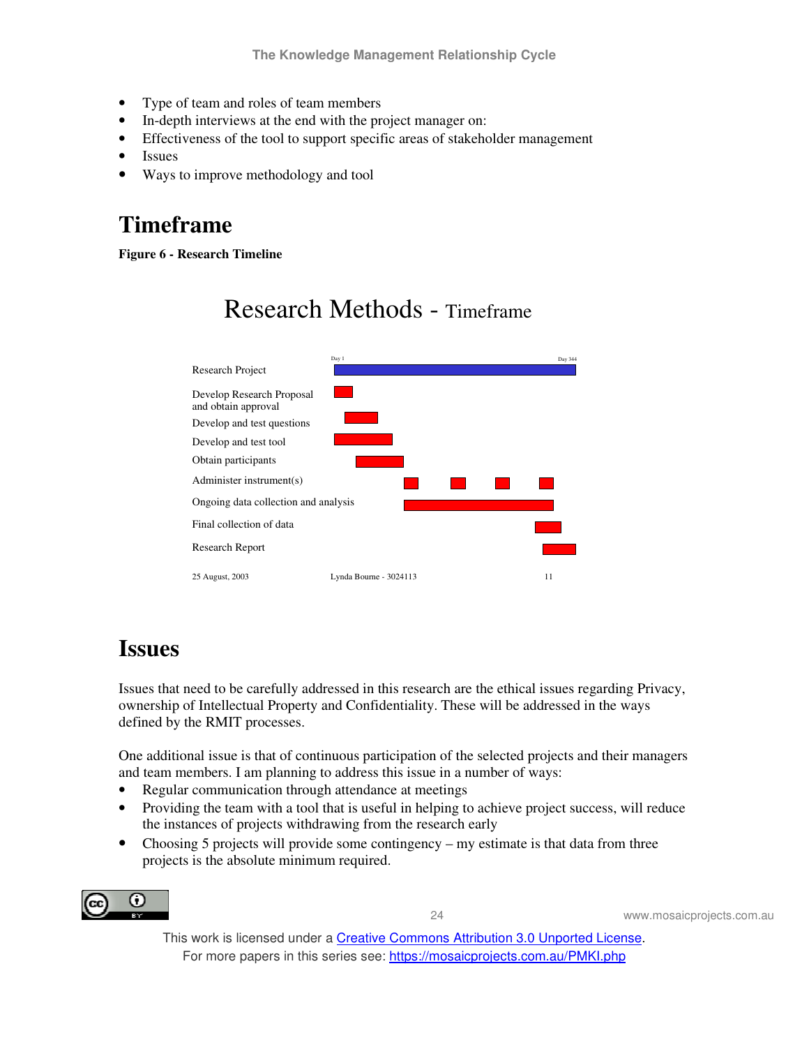- Type of team and roles of team members
- In-depth interviews at the end with the project manager on:
- Effectiveness of the tool to support specific areas of stakeholder management
- Issues
- Ways to improve methodology and tool

# Timeframe

**Figure 6 - Research Timeline**

Research Methods - Timeframe

Day 1

Day 344

Research Project

Develop Research Proposal and obtain approval

Develop and test questions

Develop and test tool

Obtain participants

Administer instrument(s)

Ongoing data collection and analysis

Final collection of data

Research Report

25 August, 2003

Lynda Bourne - 3024113

11

# Issues

Issues that need to be carefully addressed in this research are the ethical issues regarding Privacy, ownership of Intellectual Property and Confidentiality. These will be addressed in the ways defined by the RMIT processes.

One additional issue is that of continuous participation of the selected projects and their managers and team members. I am planning to address this issue in a number of ways:

- Regular communication through attendance at meetings
- Providing the team with a tool that is useful in helping to achieve project success, will reduce the instances of projects withdrawing from the research early
- Choosing 5 projects will provide some contingency – my estimate is that data from three projects is the absolute minimum required.

This work is licensed under a Creative Commons Attribution 3.0 Unported License.
For more papers in this series see: https://mosaicprojects.com.au/PMKI.php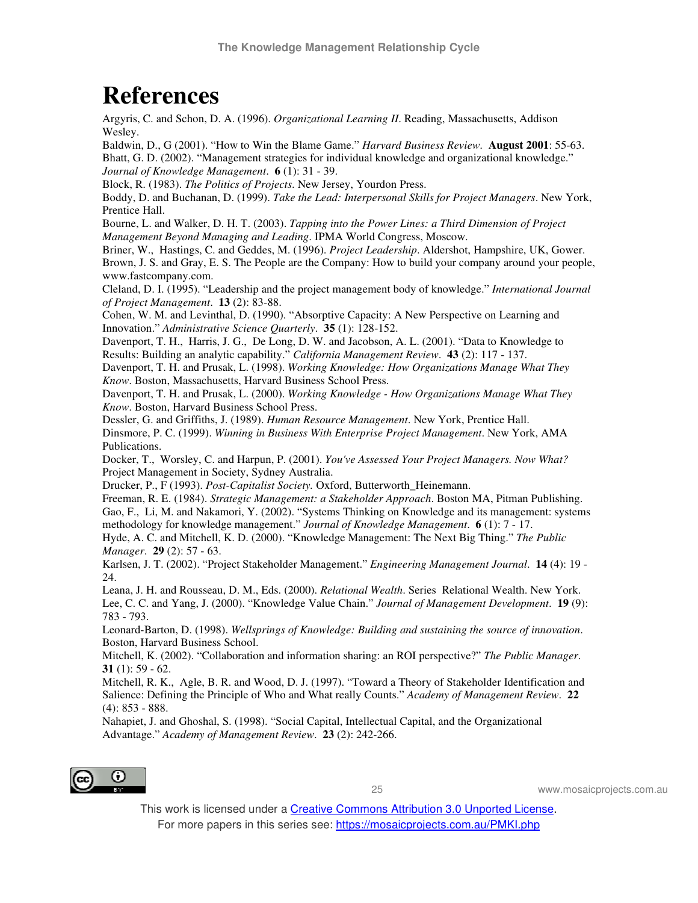# References

Argyris, C. and Schon, D. A. (1996). *Organizational Learning II*. Reading, Massachusetts, Addison Wesley.

Baldwin, D., G (2001). "How to Win the Blame Game." *Harvard Business Review*. **August 2001**: 55-63.

Bhatt, G. D. (2002). "Management strategies for individual knowledge and organizational knowledge." *Journal of Knowledge Management*. **6** (1): 31 - 39.

Block, R. (1983). *The Politics of Projects*. New Jersey, Yourdon Press.

Boddy, D. and Buchanan, D. (1999). *Take the Lead: Interpersonal Skills for Project Managers*. New York, Prentice Hall.

Bourne, L. and Walker, D. H. T. (2003). *Tapping into the Power Lines: a Third Dimension of Project Management Beyond Managing and Leading*. IPMA World Congress, Moscow.

Briner, W., Hastings, C. and Geddes, M. (1996). *Project Leadership*. Aldershot, Hampshire, UK, Gower.

Brown, J. S. and Gray, E. S. The People are the Company: How to build your company around your people, www.fastcompany.com.

Cleland, D. I. (1995). "Leadership and the project management body of knowledge." *International Journal of Project Management*. **13** (2): 83-88.

Cohen, W. M. and Levinthal, D. (1990). "Absorptive Capacity: A New Perspective on Learning and Innovation." *Administrative Science Quarterly*. **35** (1): 128-152.

Davenport, T. H., Harris, J. G., De Long, D. W. and Jacobson, A. L. (2001). "Data to Knowledge to Results: Building an analytic capability." *California Management Review*. **43** (2): 117 - 137.

Davenport, T. H. and Prusak, L. (1998). *Working Knowledge: How Organizations Manage What They Know*. Boston, Massachusetts, Harvard Business School Press.

Davenport, T. H. and Prusak, L. (2000). *Working Knowledge - How Organizations Manage What They Know*. Boston, Harvard Business School Press.

Dessler, G. and Griffiths, J. (1989). *Human Resource Management*. New York, Prentice Hall.

Dinsmore, P. C. (1999). *Winning in Business With Enterprise Project Management*. New York, AMA Publications.

Docker, T., Worsley, C. and Harpun, P. (2001). *You've Assessed Your Project Managers. Now What?* Project Management in Society, Sydney Australia.

Drucker, P., F (1993). *Post-Capitalist Society.* Oxford, Butterworth_Heinemann.

Freeman, R. E. (1984). *Strategic Management: a Stakeholder Approach*. Boston MA, Pitman Publishing.

Gao, F., Li, M. and Nakamori, Y. (2002). "Systems Thinking on Knowledge and its management: systems methodology for knowledge management." *Journal of Knowledge Management*. **6** (1): 7 - 17.

Hyde, A. C. and Mitchell, K. D. (2000). "Knowledge Management: The Next Big Thing." *The Public Manager*. **29** (2): 57 - 63.

Karlsen, J. T. (2002). "Project Stakeholder Management." *Engineering Management Journal*. **14** (4): 19 - 24.

Leana, J. H. and Rousseau, D. M., Eds. (2000). *Relational Wealth*. Series Relational Wealth. New York.

Lee, C. C. and Yang, J. (2000). "Knowledge Value Chain." *Journal of Management Development*. **19** (9): 783 - 793.

Leonard-Barton, D. (1998). *Wellsprings of Knowledge: Building and sustaining the source of innovation*. Boston, Harvard Business School.

Mitchell, K. (2002). "Collaboration and information sharing: an ROI perspective?" *The Public Manager*. **31** (1): 59 - 62.

Mitchell, R. K., Agle, B. R. and Wood, D. J. (1997). "Toward a Theory of Stakeholder Identification and Salience: Defining the Principle of Who and What really Counts." *Academy of Management Review*. **22** (4): 853 - 888.

Nahapiet, J. and Ghoshal, S. (1998). "Social Capital, Intellectual Capital, and the Organizational Advantage." *Academy of Management Review*. **23** (2): 242-266.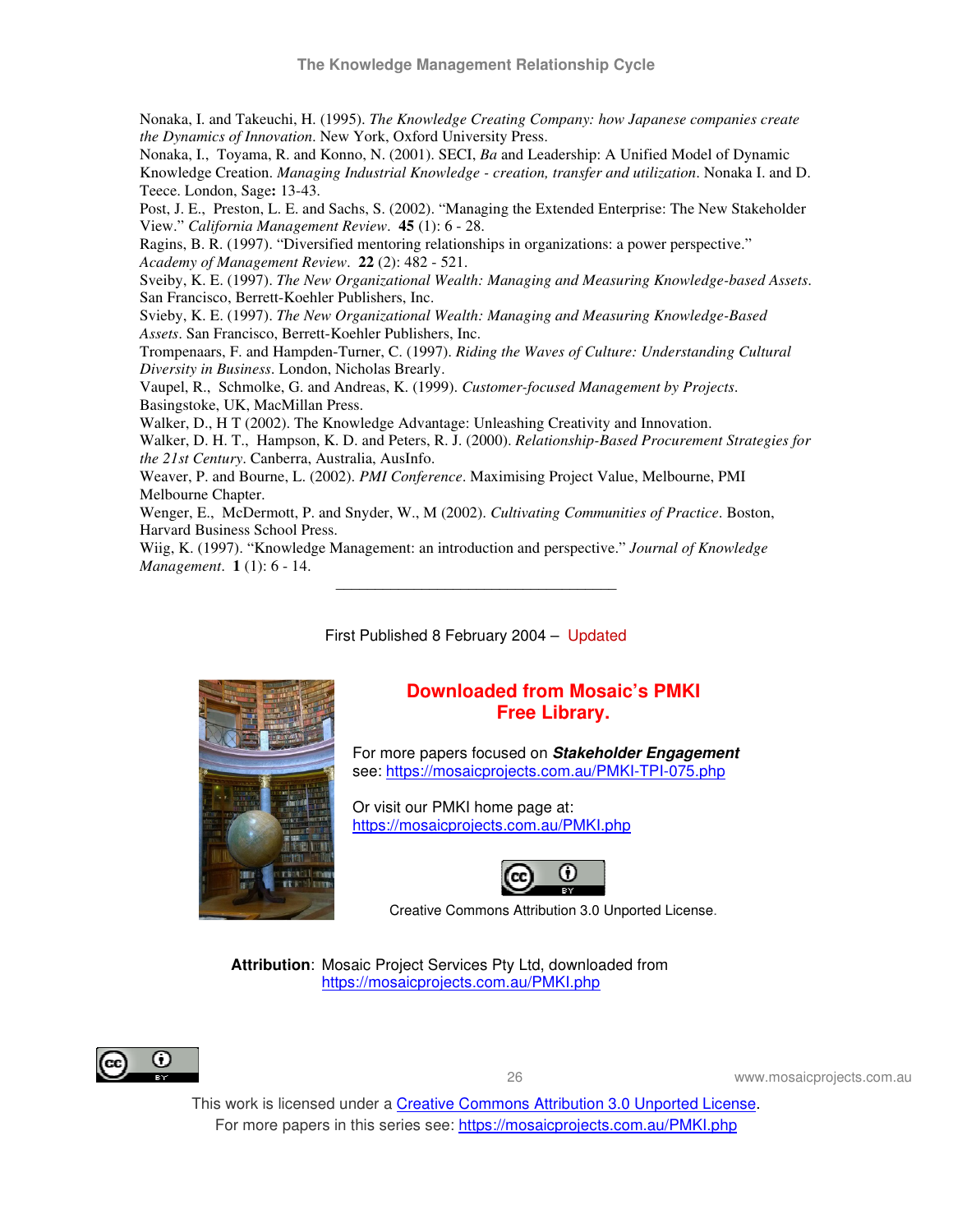Nonaka, I. and Takeuchi, H. (1995). *The Knowledge Creating Company: how Japanese companies create the Dynamics of Innovation*. New York, Oxford University Press.

Nonaka, I., Toyama, R. and Konno, N. (2001). SECI, *Ba* and Leadership: A Unified Model of Dynamic Knowledge Creation. *Managing Industrial Knowledge - creation, transfer and utilization*. Nonaka I. and D. Teece. London, Sage**:** 13-43.

Post, J. E., Preston, L. E. and Sachs, S. (2002). "Managing the Extended Enterprise: The New Stakeholder View." *California Management Review*. **45** (1): 6 - 28.

Ragins, B. R. (1997). "Diversified mentoring relationships in organizations: a power perspective." *Academy of Management Review*. **22** (2): 482 - 521.

Sveiby, K. E. (1997). *The New Organizational Wealth: Managing and Measuring Knowledge-based Assets*. San Francisco, Berrett-Koehler Publishers, Inc.

Svieby, K. E. (1997). *The New Organizational Wealth: Managing and Measuring Knowledge-Based Assets*. San Francisco, Berrett-Koehler Publishers, Inc.

Trompenaars, F. and Hampden-Turner, C. (1997). *Riding the Waves of Culture: Understanding Cultural Diversity in Business*. London, Nicholas Brearly.

Vaupel, R., Schmolke, G. and Andreas, K. (1999). *Customer-focused Management by Projects*. Basingstoke, UK, MacMillan Press.

Walker, D., H T (2002). The Knowledge Advantage: Unleashing Creativity and Innovation.

Walker, D. H. T., Hampson, K. D. and Peters, R. J. (2000). *Relationship-Based Procurement Strategies for the 21st Century*. Canberra, Australia, AusInfo.

Weaver, P. and Bourne, L. (2002). *PMI Conference*. Maximising Project Value, Melbourne, PMI Melbourne Chapter.

Wenger, E., McDermott, P. and Snyder, W., M (2002). *Cultivating Communities of Practice*. Boston, Harvard Business School Press.

Wiig, K. (1997). "Knowledge Management: an introduction and perspective." *Journal of Knowledge Management*. **1** (1): 6 - 14.

---

First Published 8 February 2004 – Updated

**Downloaded from Mosaic's PMKI Free Library.**

For more papers focused on ***Stakeholder Engagement*** see: https://mosaicprojects.com.au/PMKI-TPI-075.php

Or visit our PMKI home page at: https://mosaicprojects.com.au/PMKI.php

Creative Commons Attribution 3.0 Unported License.

**Attribution**: Mosaic Project Services Pty Ltd, downloaded from https://mosaicprojects.com.au/PMKI.php

This work is licensed under a Creative Commons Attribution 3.0 Unported License.
For more papers in this series see: https://mosaicprojects.com.au/PMKI.php